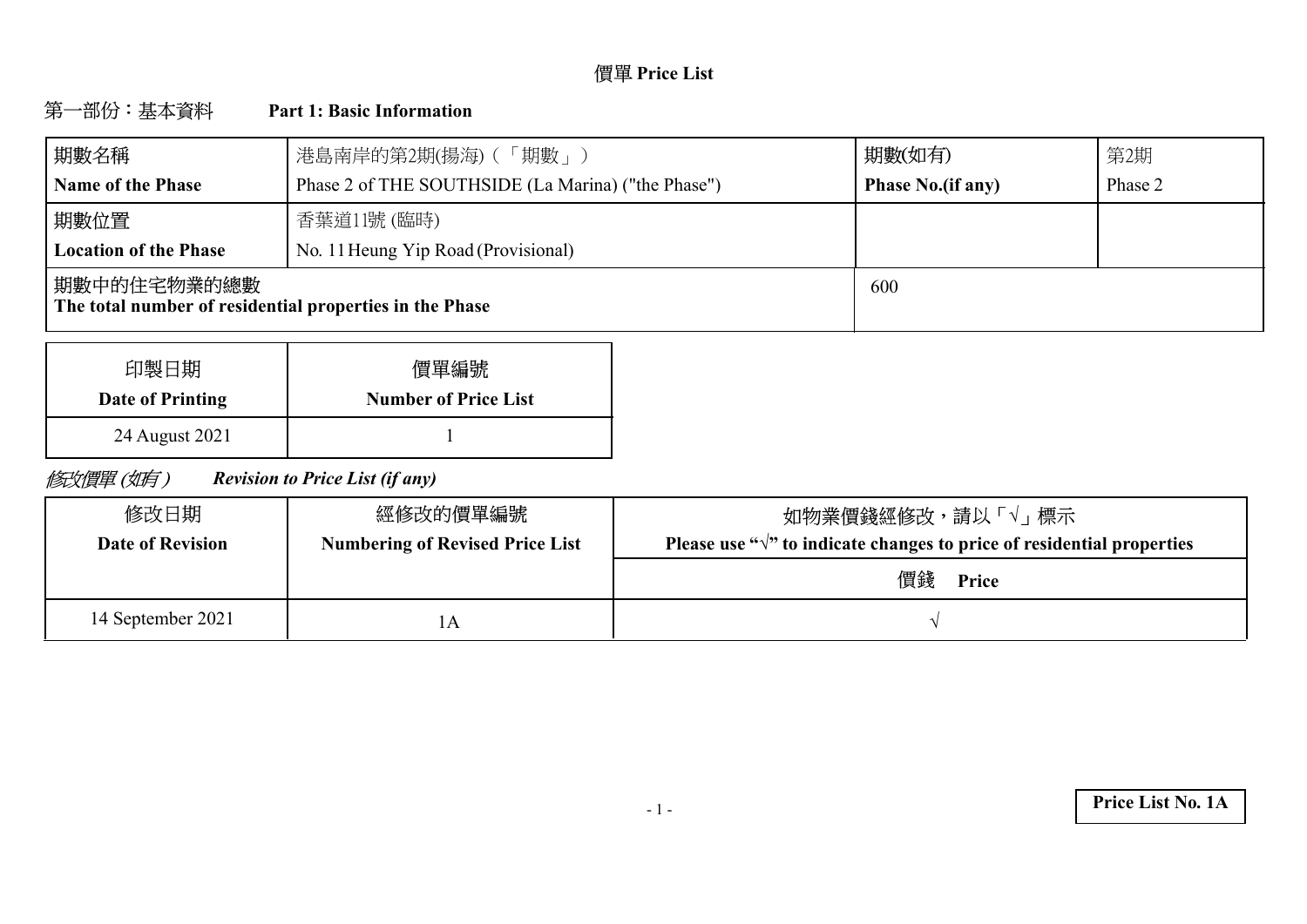# 價單 Price List

## 第一部份：基本資料 Part 1: Basic Information

| 期數名稱<br>**Name of the Phase** | 港島南岸的第2期(揚海)（「期數」）<br>Phase 2 of THE SOUTHSIDE (La Marina) ("the Phase") | 期數(如有)<br>**Phase No.(if any)** | 第2期<br>Phase 2 |
|---|---|---|---|
| 期數位置<br>**Location of the Phase** | 香葉道11號 (臨時)<br>No. 11 Heung Yip Road (Provisional) | | |
| 期數中的住宅物業的總數<br>**The total number of residential properties in the Phase** | | 600 | |

| 印製日期<br>**Date of Printing** | 價單編號<br>**Number of Price List** |
|---|---|
| 24 August 2021 | 1 |

*修改價單 (如有)* ***Revision to Price List (if any)***

| 修改日期<br>**Date of Revision** | 經修改的價單編號<br>**Numbering of Revised Price List** | 如物業價錢經修改，請以「√」標示<br>**Please use "√" to indicate changes to price of residential properties** |
|---|---|---|
| | | 價錢 **Price** |
| 14 September 2021 | 1A | √ |

**Price List No. 1A**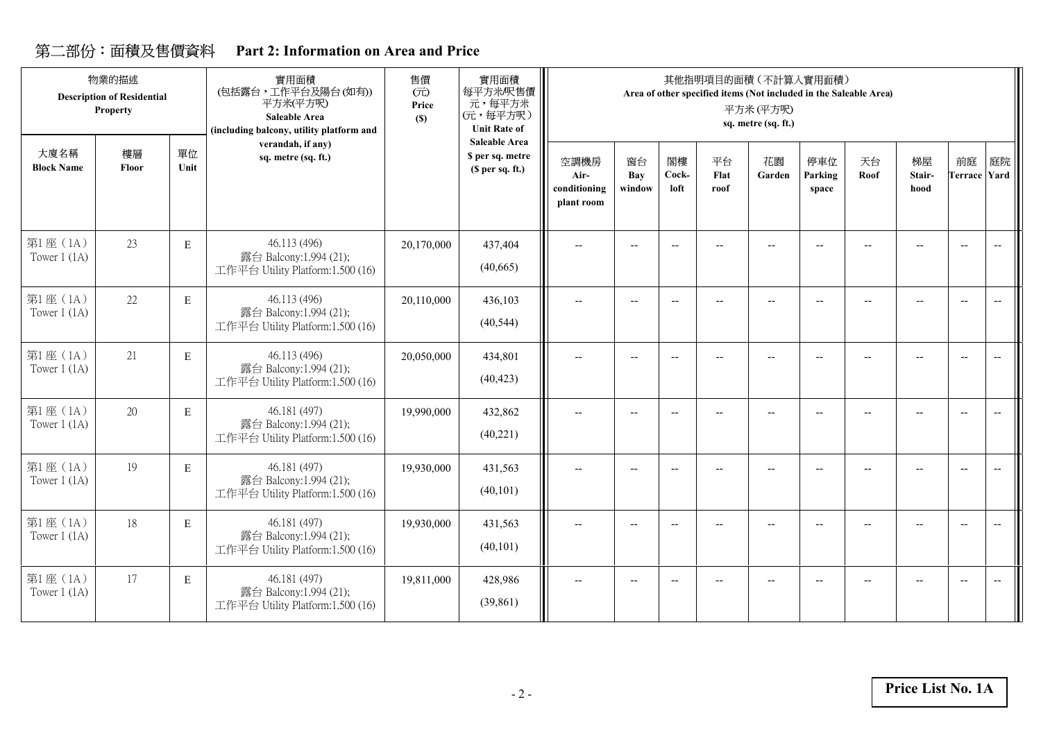## 第二部份：面積及售價資料 Part 2: Information on Area and Price

| 物業的描述 Description of Residential Property | | | 實用面積 (包括露台，工作平台及陽台(如有)) 平方米(平方呎) Saleable Area (including balcony, utility platform and verandah, if any) sq. metre (sq. ft.) | 售價 (元) Price ($) | 實用面積每平方米/呎售價 元，每平方米 (元，每平方呎) Unit Rate of Saleable Area $ per sq. metre ($ per sq. ft.) | 其他指明項目的面積（不計算入實用面積） Area of other specified items (Not included in the Saleable Area) 平方米 (平方呎) sq. metre (sq. ft.) | | | | | | | | | |
|---|---|---|---|---|---|---|---|---|---|---|---|---|---|---|---|
| 大廈名稱 Block Name | 樓層 Floor | 單位 Unit | | | | 空調機房 Air-conditioning plant room | 窗台 Bay window | 閣樓 Cock-loft | 平台 Flat roof | 花園 Garden | 停車位 Parking space | 天台 Roof | 梯屋 Stair-hood | 前庭 Terrace | 庭院 Yard |
| 第1座（1A） Tower 1 (1A) | 23 | E | 46.113 (496) 露台 Balcony:1.994 (21); 工作平台 Utility Platform:1.500 (16) | 20,170,000 | 437,404 (40,665) | -- | -- | -- | -- | -- | -- | -- | -- | -- | -- |
| 第1座（1A） Tower 1 (1A) | 22 | E | 46.113 (496) 露台 Balcony:1.994 (21); 工作平台 Utility Platform:1.500 (16) | 20,110,000 | 436,103 (40,544) | -- | -- | -- | -- | -- | -- | -- | -- | -- | -- |
| 第1座（1A） Tower 1 (1A) | 21 | E | 46.113 (496) 露台 Balcony:1.994 (21); 工作平台 Utility Platform:1.500 (16) | 20,050,000 | 434,801 (40,423) | -- | -- | -- | -- | -- | -- | -- | -- | -- | -- |
| 第1座（1A） Tower 1 (1A) | 20 | E | 46.181 (497) 露台 Balcony:1.994 (21); 工作平台 Utility Platform:1.500 (16) | 19,990,000 | 432,862 (40,221) | -- | -- | -- | -- | -- | -- | -- | -- | -- | -- |
| 第1座（1A） Tower 1 (1A) | 19 | E | 46.181 (497) 露台 Balcony:1.994 (21); 工作平台 Utility Platform:1.500 (16) | 19,930,000 | 431,563 (40,101) | -- | -- | -- | -- | -- | -- | -- | -- | -- | -- |
| 第1座（1A） Tower 1 (1A) | 18 | E | 46.181 (497) 露台 Balcony:1.994 (21); 工作平台 Utility Platform:1.500 (16) | 19,930,000 | 431,563 (40,101) | -- | -- | -- | -- | -- | -- | -- | -- | -- | -- |
| 第1座（1A） Tower 1 (1A) | 17 | E | 46.181 (497) 露台 Balcony:1.994 (21); 工作平台 Utility Platform:1.500 (16) | 19,811,000 | 428,986 (39,861) | -- | -- | -- | -- | -- | -- | -- | -- | -- | -- |

**Price List No. 1A**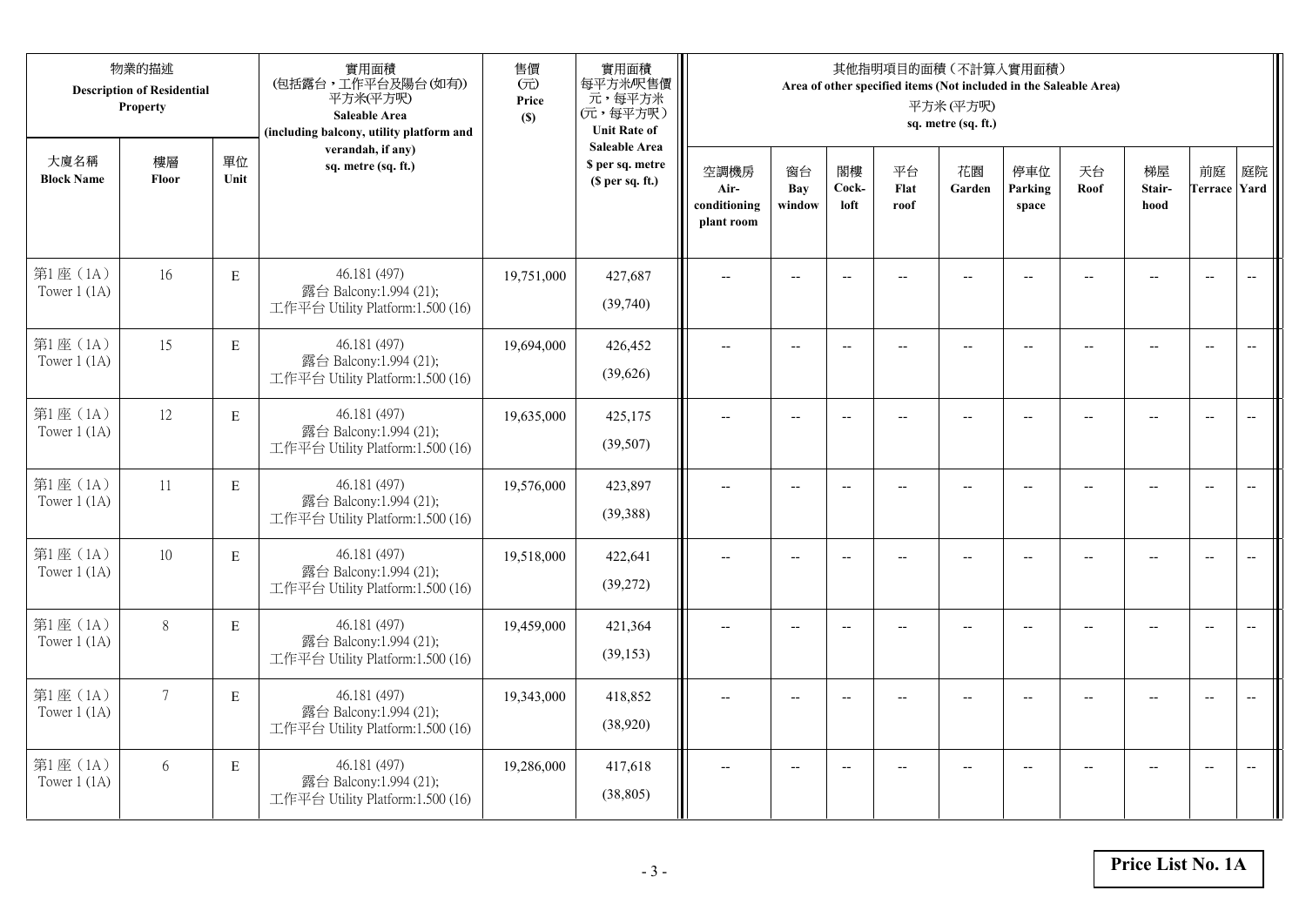| 物業的描述 Description of Residential Property | | | 實用面積 (包括露台，工作平台及陽台(如有)) 平方米(平方呎) Saleable Area (including balcony, utility platform and verandah, if any) sq. metre (sq. ft.) | 售價 (元) Price ($) | 實用面積 每平方米/呎售價 元，每平方米 (元，每平方呎) Unit Rate of Saleable Area $ per sq. metre ($ per sq. ft.) | 其他指明項目的面積（不計算入實用面積） Area of other specified items (Not included in the Saleable Area) 平方米 (平方呎) sq. metre (sq. ft.) | | | | | | | | | |
|---|---|---|---|---|---|---|---|---|---|---|---|---|---|---|---|
| 大廈名稱 Block Name | 樓層 Floor | 單位 Unit | | | | 空調機房 Air-conditioning plant room | 窗台 Bay window | 閣樓 Cock-loft | 平台 Flat roof | 花園 Garden | 停車位 Parking space | 天台 Roof | 梯屋 Stair-hood | 前庭 Terrace | 庭院 Yard |
| 第1座（1A） Tower 1 (1A) | 16 | E | 46.181 (497) 露台 Balcony:1.994 (21); 工作平台 Utility Platform:1.500 (16) | 19,751,000 | 427,687 (39,740) | -- | -- | -- | -- | -- | -- | -- | -- | -- | -- |
| 第1座（1A） Tower 1 (1A) | 15 | E | 46.181 (497) 露台 Balcony:1.994 (21); 工作平台 Utility Platform:1.500 (16) | 19,694,000 | 426,452 (39,626) | -- | -- | -- | -- | -- | -- | -- | -- | -- | -- |
| 第1座（1A） Tower 1 (1A) | 12 | E | 46.181 (497) 露台 Balcony:1.994 (21); 工作平台 Utility Platform:1.500 (16) | 19,635,000 | 425,175 (39,507) | -- | -- | -- | -- | -- | -- | -- | -- | -- | -- |
| 第1座（1A） Tower 1 (1A) | 11 | E | 46.181 (497) 露台 Balcony:1.994 (21); 工作平台 Utility Platform:1.500 (16) | 19,576,000 | 423,897 (39,388) | -- | -- | -- | -- | -- | -- | -- | -- | -- | -- |
| 第1座（1A） Tower 1 (1A) | 10 | E | 46.181 (497) 露台 Balcony:1.994 (21); 工作平台 Utility Platform:1.500 (16) | 19,518,000 | 422,641 (39,272) | -- | -- | -- | -- | -- | -- | -- | -- | -- | -- |
| 第1座（1A） Tower 1 (1A) | 8 | E | 46.181 (497) 露台 Balcony:1.994 (21); 工作平台 Utility Platform:1.500 (16) | 19,459,000 | 421,364 (39,153) | -- | -- | -- | -- | -- | -- | -- | -- | -- | -- |
| 第1座（1A） Tower 1 (1A) | 7 | E | 46.181 (497) 露台 Balcony:1.994 (21); 工作平台 Utility Platform:1.500 (16) | 19,343,000 | 418,852 (38,920) | -- | -- | -- | -- | -- | -- | -- | -- | -- | -- |
| 第1座（1A） Tower 1 (1A) | 6 | E | 46.181 (497) 露台 Balcony:1.994 (21); 工作平台 Utility Platform:1.500 (16) | 19,286,000 | 417,618 (38,805) | -- | -- | -- | -- | -- | -- | -- | -- | -- | -- |

**Price List No. 1A**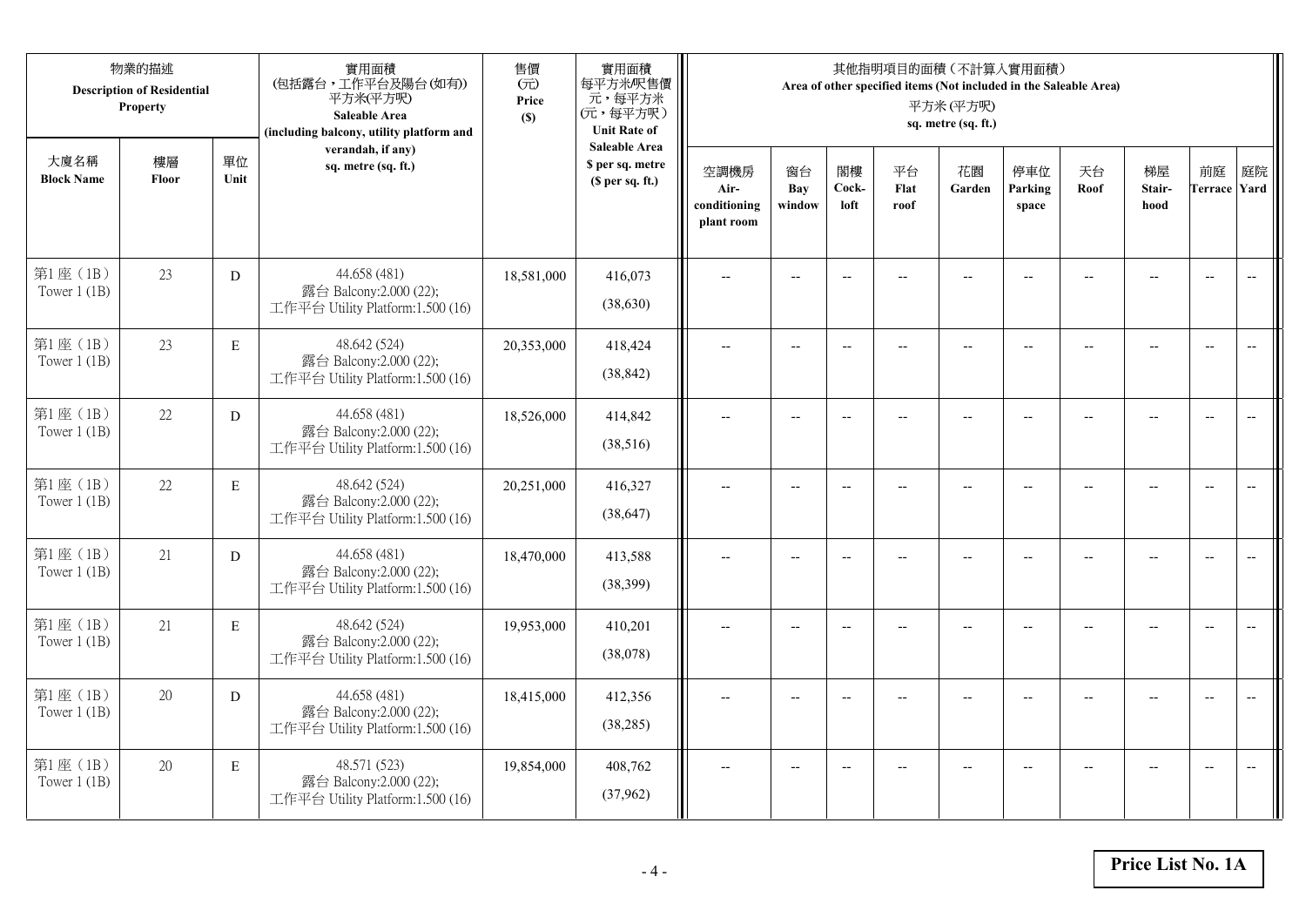| 物業的描述 Description of Residential Property | | | 實用面積 (包括露台，工作平台及陽台(如有)) 平方米(平方呎) Saleable Area (including balcony, utility platform and verandah, if any) sq. metre (sq. ft.) | 售價 (元) Price ($) | 實用面積 每平方米/呎售價 元，每平方米 (元，每平方呎) Unit Rate of Saleable Area $ per sq. metre ($ per sq. ft.) | 其他指明項目的面積（不計算入實用面積） Area of other specified items (Not included in the Saleable Area) 平方米 (平方呎) sq. metre (sq. ft.) | | | | | | | | | |
|---|---|---|---|---|---|---|---|---|---|---|---|---|---|---|---|
| 大廈名稱 Block Name | 樓層 Floor | 單位 Unit | | | | 空調機房 Air-conditioning plant room | 窗台 Bay window | 閣樓 Cock-loft | 平台 Flat roof | 花園 Garden | 停車位 Parking space | 天台 Roof | 梯屋 Stair-hood | 前庭 Terrace | 庭院 Yard |
| 第1座（1B） Tower 1 (1B) | 23 | D | 44.658 (481) 露台 Balcony:2.000 (22); 工作平台 Utility Platform:1.500 (16) | 18,581,000 | 416,073 (38,630) | -- | -- | -- | -- | -- | -- | -- | -- | -- | -- |
| 第1座（1B） Tower 1 (1B) | 23 | E | 48.642 (524) 露台 Balcony:2.000 (22); 工作平台 Utility Platform:1.500 (16) | 20,353,000 | 418,424 (38,842) | -- | -- | -- | -- | -- | -- | -- | -- | -- | -- |
| 第1座（1B） Tower 1 (1B) | 22 | D | 44.658 (481) 露台 Balcony:2.000 (22); 工作平台 Utility Platform:1.500 (16) | 18,526,000 | 414,842 (38,516) | -- | -- | -- | -- | -- | -- | -- | -- | -- | -- |
| 第1座（1B） Tower 1 (1B) | 22 | E | 48.642 (524) 露台 Balcony:2.000 (22); 工作平台 Utility Platform:1.500 (16) | 20,251,000 | 416,327 (38,647) | -- | -- | -- | -- | -- | -- | -- | -- | -- | -- |
| 第1座（1B） Tower 1 (1B) | 21 | D | 44.658 (481) 露台 Balcony:2.000 (22); 工作平台 Utility Platform:1.500 (16) | 18,470,000 | 413,588 (38,399) | -- | -- | -- | -- | -- | -- | -- | -- | -- | -- |
| 第1座（1B） Tower 1 (1B) | 21 | E | 48.642 (524) 露台 Balcony:2.000 (22); 工作平台 Utility Platform:1.500 (16) | 19,953,000 | 410,201 (38,078) | -- | -- | -- | -- | -- | -- | -- | -- | -- | -- |
| 第1座（1B） Tower 1 (1B) | 20 | D | 44.658 (481) 露台 Balcony:2.000 (22); 工作平台 Utility Platform:1.500 (16) | 18,415,000 | 412,356 (38,285) | -- | -- | -- | -- | -- | -- | -- | -- | -- | -- |
| 第1座（1B） Tower 1 (1B) | 20 | E | 48.571 (523) 露台 Balcony:2.000 (22); 工作平台 Utility Platform:1.500 (16) | 19,854,000 | 408,762 (37,962) | -- | -- | -- | -- | -- | -- | -- | -- | -- | -- |

**Price List No. 1A**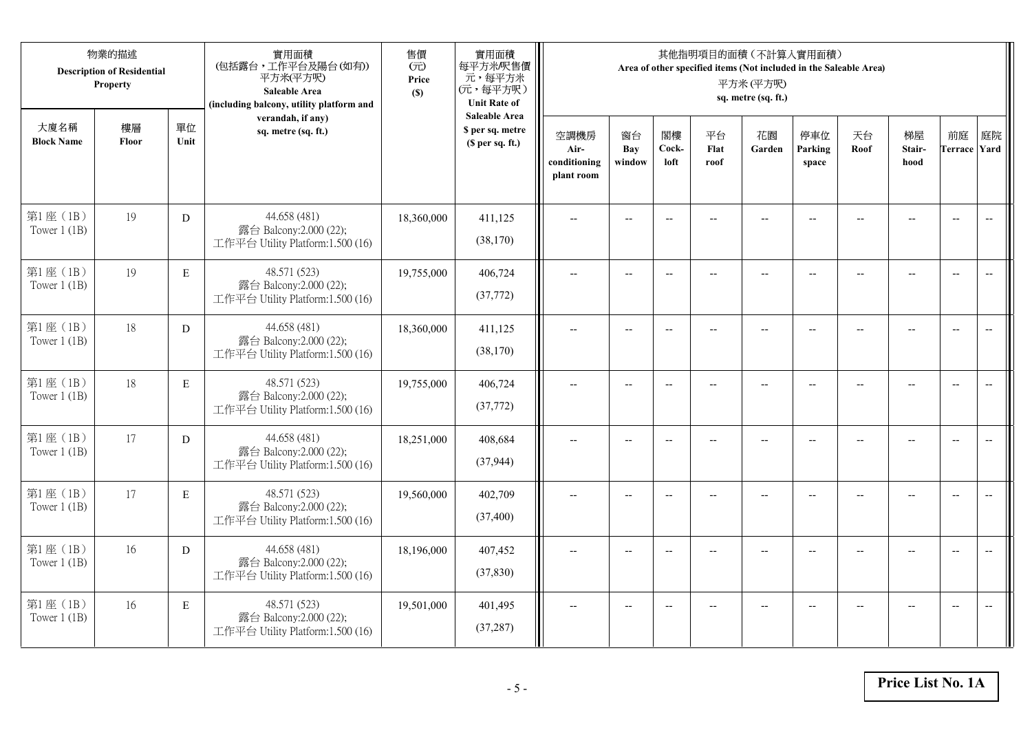| 物業的描述 Description of Residential Property | | | 實用面積 (包括露台，工作平台及陽台(如有)) 平方米(平方呎) Saleable Area (including balcony, utility platform and verandah, if any) sq. metre (sq. ft.) | 售價 (元) Price ($) | 實用面積 每平方米/呎售價 元，每平方米 (元，每平方呎) Unit Rate of Saleable Area $ per sq. metre ($ per sq. ft.) | 其他指明項目的面積（不計算入實用面積） Area of other specified items (Not included in the Saleable Area) 平方米 (平方呎) sq. metre (sq. ft.) | | | | | | | | | |
|---|---|---|---|---|---|---|---|---|---|---|---|---|---|---|---|
| 大廈名稱 Block Name | 樓層 Floor | 單位 Unit | | | | 空調機房 Air-conditioning plant room | 窗台 Bay window | 閣樓 Cock-loft | 平台 Flat roof | 花園 Garden | 停車位 Parking space | 天台 Roof | 梯屋 Stair-hood | 前庭 Terrace | 庭院 Yard |
| 第1座（1B） Tower 1 (1B) | 19 | D | 44.658 (481) 露台 Balcony:2.000 (22); 工作平台 Utility Platform:1.500 (16) | 18,360,000 | 411,125 (38,170) | -- | -- | -- | -- | -- | -- | -- | -- | -- | -- |
| 第1座（1B） Tower 1 (1B) | 19 | E | 48.571 (523) 露台 Balcony:2.000 (22); 工作平台 Utility Platform:1.500 (16) | 19,755,000 | 406,724 (37,772) | -- | -- | -- | -- | -- | -- | -- | -- | -- | -- |
| 第1座（1B） Tower 1 (1B) | 18 | D | 44.658 (481) 露台 Balcony:2.000 (22); 工作平台 Utility Platform:1.500 (16) | 18,360,000 | 411,125 (38,170) | -- | -- | -- | -- | -- | -- | -- | -- | -- | -- |
| 第1座（1B） Tower 1 (1B) | 18 | E | 48.571 (523) 露台 Balcony:2.000 (22); 工作平台 Utility Platform:1.500 (16) | 19,755,000 | 406,724 (37,772) | -- | -- | -- | -- | -- | -- | -- | -- | -- | -- |
| 第1座（1B） Tower 1 (1B) | 17 | D | 44.658 (481) 露台 Balcony:2.000 (22); 工作平台 Utility Platform:1.500 (16) | 18,251,000 | 408,684 (37,944) | -- | -- | -- | -- | -- | -- | -- | -- | -- | -- |
| 第1座（1B） Tower 1 (1B) | 17 | E | 48.571 (523) 露台 Balcony:2.000 (22); 工作平台 Utility Platform:1.500 (16) | 19,560,000 | 402,709 (37,400) | -- | -- | -- | -- | -- | -- | -- | -- | -- | -- |
| 第1座（1B） Tower 1 (1B) | 16 | D | 44.658 (481) 露台 Balcony:2.000 (22); 工作平台 Utility Platform:1.500 (16) | 18,196,000 | 407,452 (37,830) | -- | -- | -- | -- | -- | -- | -- | -- | -- | -- |
| 第1座（1B） Tower 1 (1B) | 16 | E | 48.571 (523) 露台 Balcony:2.000 (22); 工作平台 Utility Platform:1.500 (16) | 19,501,000 | 401,495 (37,287) | -- | -- | -- | -- | -- | -- | -- | -- | -- | -- |

**Price List No. 1A**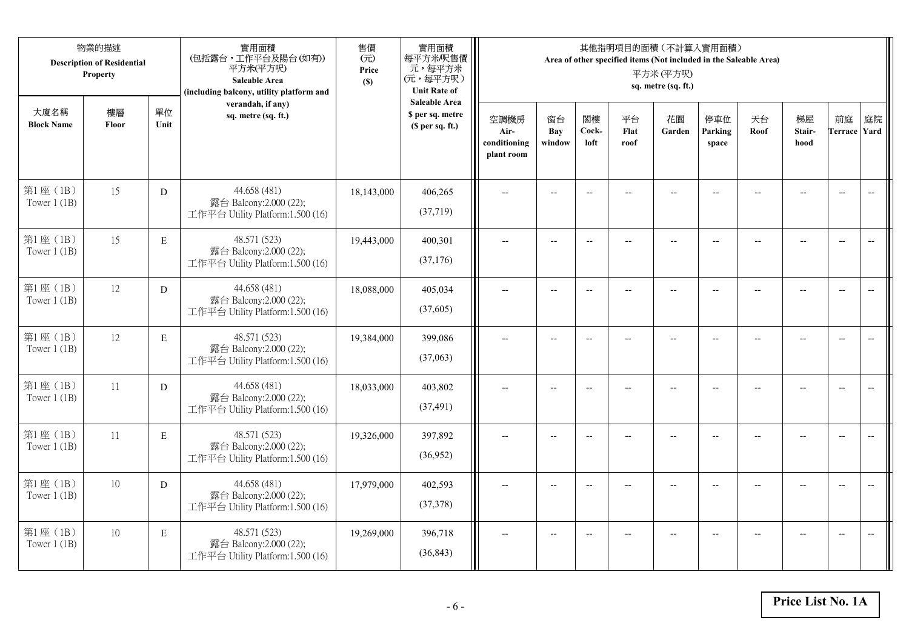| 物業的描述 Description of Residential Property | | | 實用面積 (包括露台，工作平台及陽台(如有)) 平方米(平方呎) Saleable Area (including balcony, utility platform and verandah, if any) sq. metre (sq. ft.) | 售價 (元) Price ($) | 實用面積 每平方米/呎售價 元，每平方米 (元，每平方呎) Unit Rate of Saleable Area $ per sq. metre ($ per sq. ft.) | 其他指明項目的面積（不計算入實用面積） Area of other specified items (Not included in the Saleable Area) 平方米 (平方呎) sq. metre (sq. ft.) | | | | | | | | | |
|---|---|---|---|---|---|---|---|---|---|---|---|---|---|---|---|
| 大廈名稱 Block Name | 樓層 Floor | 單位 Unit | | | | 空調機房 Air-conditioning plant room | 窗台 Bay window | 閣樓 Cock-loft | 平台 Flat roof | 花園 Garden | 停車位 Parking space | 天台 Roof | 梯屋 Stair-hood | 前庭 Terrace | 庭院 Yard |
| 第1座（1B） Tower 1 (1B) | 15 | D | 44.658 (481) 露台 Balcony:2.000 (22); 工作平台 Utility Platform:1.500 (16) | 18,143,000 | 406,265 (37,719) | -- | -- | -- | -- | -- | -- | -- | -- | -- | -- |
| 第1座（1B） Tower 1 (1B) | 15 | E | 48.571 (523) 露台 Balcony:2.000 (22); 工作平台 Utility Platform:1.500 (16) | 19,443,000 | 400,301 (37,176) | -- | -- | -- | -- | -- | -- | -- | -- | -- | -- |
| 第1座（1B） Tower 1 (1B) | 12 | D | 44.658 (481) 露台 Balcony:2.000 (22); 工作平台 Utility Platform:1.500 (16) | 18,088,000 | 405,034 (37,605) | -- | -- | -- | -- | -- | -- | -- | -- | -- | -- |
| 第1座（1B） Tower 1 (1B) | 12 | E | 48.571 (523) 露台 Balcony:2.000 (22); 工作平台 Utility Platform:1.500 (16) | 19,384,000 | 399,086 (37,063) | -- | -- | -- | -- | -- | -- | -- | -- | -- | -- |
| 第1座（1B） Tower 1 (1B) | 11 | D | 44.658 (481) 露台 Balcony:2.000 (22); 工作平台 Utility Platform:1.500 (16) | 18,033,000 | 403,802 (37,491) | -- | -- | -- | -- | -- | -- | -- | -- | -- | -- |
| 第1座（1B） Tower 1 (1B) | 11 | E | 48.571 (523) 露台 Balcony:2.000 (22); 工作平台 Utility Platform:1.500 (16) | 19,326,000 | 397,892 (36,952) | -- | -- | -- | -- | -- | -- | -- | -- | -- | -- |
| 第1座（1B） Tower 1 (1B) | 10 | D | 44.658 (481) 露台 Balcony:2.000 (22); 工作平台 Utility Platform:1.500 (16) | 17,979,000 | 402,593 (37,378) | -- | -- | -- | -- | -- | -- | -- | -- | -- | -- |
| 第1座（1B） Tower 1 (1B) | 10 | E | 48.571 (523) 露台 Balcony:2.000 (22); 工作平台 Utility Platform:1.500 (16) | 19,269,000 | 396,718 (36,843) | -- | -- | -- | -- | -- | -- | -- | -- | -- | -- |

**Price List No. 1A**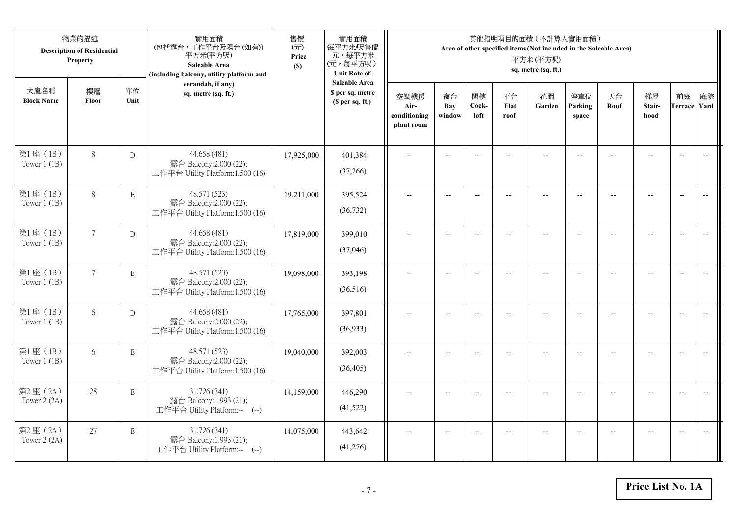| 物業的描述 Description of Residential Property | | | 實用面積 (包括露台，工作平台及陽台(如有)) 平方米(平方呎) Saleable Area (including balcony, utility platform and verandah, if any) sq. metre (sq. ft.) | 售價 (元) Price ($) | 實用面積 每平方米/呎售價 元，每平方米 (元，每平方呎) Unit Rate of Saleable Area $ per sq. metre ($ per sq. ft.) | 其他指明項目的面積（不計算入實用面積） Area of other specified items (Not included in the Saleable Area) 平方米 (平方呎) sq. metre (sq. ft.) | | | | | | | | | |
|---|---|---|---|---|---|---|---|---|---|---|---|---|---|---|---|
| 大廈名稱 Block Name | 樓層 Floor | 單位 Unit | | | | 空調機房 Air-conditioning plant room | 窗台 Bay window | 閣樓 Cock-loft | 平台 Flat roof | 花園 Garden | 停車位 Parking space | 天台 Roof | 梯屋 Stair-hood | 前庭 Terrace | 庭院 Yard |
| 第1座（1B） Tower 1 (1B) | 8 | D | 44.658 (481) 露台 Balcony:2.000 (22); 工作平台 Utility Platform:1.500 (16) | 17,925,000 | 401,384 (37,266) | -- | -- | -- | -- | -- | -- | -- | -- | -- | -- |
| 第1座（1B） Tower 1 (1B) | 8 | E | 48.571 (523) 露台 Balcony:2.000 (22); 工作平台 Utility Platform:1.500 (16) | 19,211,000 | 395,524 (36,732) | -- | -- | -- | -- | -- | -- | -- | -- | -- | -- |
| 第1座（1B） Tower 1 (1B) | 7 | D | 44.658 (481) 露台 Balcony:2.000 (22); 工作平台 Utility Platform:1.500 (16) | 17,819,000 | 399,010 (37,046) | -- | -- | -- | -- | -- | -- | -- | -- | -- | -- |
| 第1座（1B） Tower 1 (1B) | 7 | E | 48.571 (523) 露台 Balcony:2.000 (22); 工作平台 Utility Platform:1.500 (16) | 19,098,000 | 393,198 (36,516) | -- | -- | -- | -- | -- | -- | -- | -- | -- | -- |
| 第1座（1B） Tower 1 (1B) | 6 | D | 44.658 (481) 露台 Balcony:2.000 (22); 工作平台 Utility Platform:1.500 (16) | 17,765,000 | 397,801 (36,933) | -- | -- | -- | -- | -- | -- | -- | -- | -- | -- |
| 第1座（1B） Tower 1 (1B) | 6 | E | 48.571 (523) 露台 Balcony:2.000 (22); 工作平台 Utility Platform:1.500 (16) | 19,040,000 | 392,003 (36,405) | -- | -- | -- | -- | -- | -- | -- | -- | -- | -- |
| 第2座（2A） Tower 2 (2A) | 28 | E | 31.726 (341) 露台 Balcony:1.993 (21); 工作平台 Utility Platform:-- (--) | 14,159,000 | 446,290 (41,522) | -- | -- | -- | -- | -- | -- | -- | -- | -- | -- |
| 第2座（2A） Tower 2 (2A) | 27 | E | 31.726 (341) 露台 Balcony:1.993 (21); 工作平台 Utility Platform:-- (--) | 14,075,000 | 443,642 (41,276) | -- | -- | -- | -- | -- | -- | -- | -- | -- | -- |

**Price List No. 1A**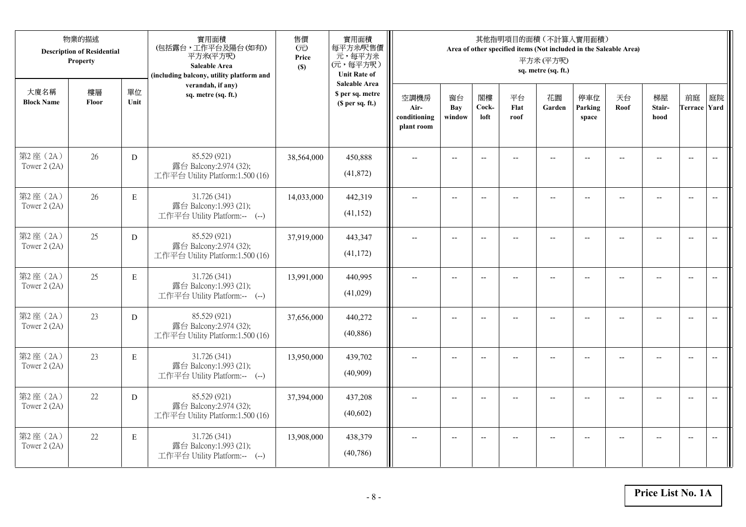| 物業的描述 Description of Residential Property | | | 實用面積 (包括露台，工作平台及陽台(如有)) 平方米(平方呎) Saleable Area (including balcony, utility platform and verandah, if any) sq. metre (sq. ft.) | 售價 (元) Price ($) | 實用面積 每平方米/呎售價 元，每平方米 (元，每平方呎) Unit Rate of Saleable Area $ per sq. metre ($ per sq. ft.) | 其他指明項目的面積（不計算入實用面積） Area of other specified items (Not included in the Saleable Area) 平方米 (平方呎) sq. metre (sq. ft.) | | | | | | | | | |
|---|---|---|---|---|---|---|---|---|---|---|---|---|---|---|---|
| 大廈名稱 Block Name | 樓層 Floor | 單位 Unit | | | | 空調機房 Air-conditioning plant room | 窗台 Bay window | 閣樓 Cock-loft | 平台 Flat roof | 花園 Garden | 停車位 Parking space | 天台 Roof | 梯屋 Stair-hood | 前庭 Terrace | 庭院 Yard |
| 第2座（2A） Tower 2 (2A) | 26 | D | 85.529 (921) 露台 Balcony:2.974 (32); 工作平台 Utility Platform:1.500 (16) | 38,564,000 | 450,888 (41,872) | -- | -- | -- | -- | -- | -- | -- | -- | -- | -- |
| 第2座（2A） Tower 2 (2A) | 26 | E | 31.726 (341) 露台 Balcony:1.993 (21); 工作平台 Utility Platform:-- (--) | 14,033,000 | 442,319 (41,152) | -- | -- | -- | -- | -- | -- | -- | -- | -- | -- |
| 第2座（2A） Tower 2 (2A) | 25 | D | 85.529 (921) 露台 Balcony:2.974 (32); 工作平台 Utility Platform:1.500 (16) | 37,919,000 | 443,347 (41,172) | -- | -- | -- | -- | -- | -- | -- | -- | -- | -- |
| 第2座（2A） Tower 2 (2A) | 25 | E | 31.726 (341) 露台 Balcony:1.993 (21); 工作平台 Utility Platform:-- (--) | 13,991,000 | 440,995 (41,029) | -- | -- | -- | -- | -- | -- | -- | -- | -- | -- |
| 第2座（2A） Tower 2 (2A) | 23 | D | 85.529 (921) 露台 Balcony:2.974 (32); 工作平台 Utility Platform:1.500 (16) | 37,656,000 | 440,272 (40,886) | -- | -- | -- | -- | -- | -- | -- | -- | -- | -- |
| 第2座（2A） Tower 2 (2A) | 23 | E | 31.726 (341) 露台 Balcony:1.993 (21); 工作平台 Utility Platform:-- (--) | 13,950,000 | 439,702 (40,909) | -- | -- | -- | -- | -- | -- | -- | -- | -- | -- |
| 第2座（2A） Tower 2 (2A) | 22 | D | 85.529 (921) 露台 Balcony:2.974 (32); 工作平台 Utility Platform:1.500 (16) | 37,394,000 | 437,208 (40,602) | -- | -- | -- | -- | -- | -- | -- | -- | -- | -- |
| 第2座（2A） Tower 2 (2A) | 22 | E | 31.726 (341) 露台 Balcony:1.993 (21); 工作平台 Utility Platform:-- (--) | 13,908,000 | 438,379 (40,786) | -- | -- | -- | -- | -- | -- | -- | -- | -- | -- |

**Price List No. 1A**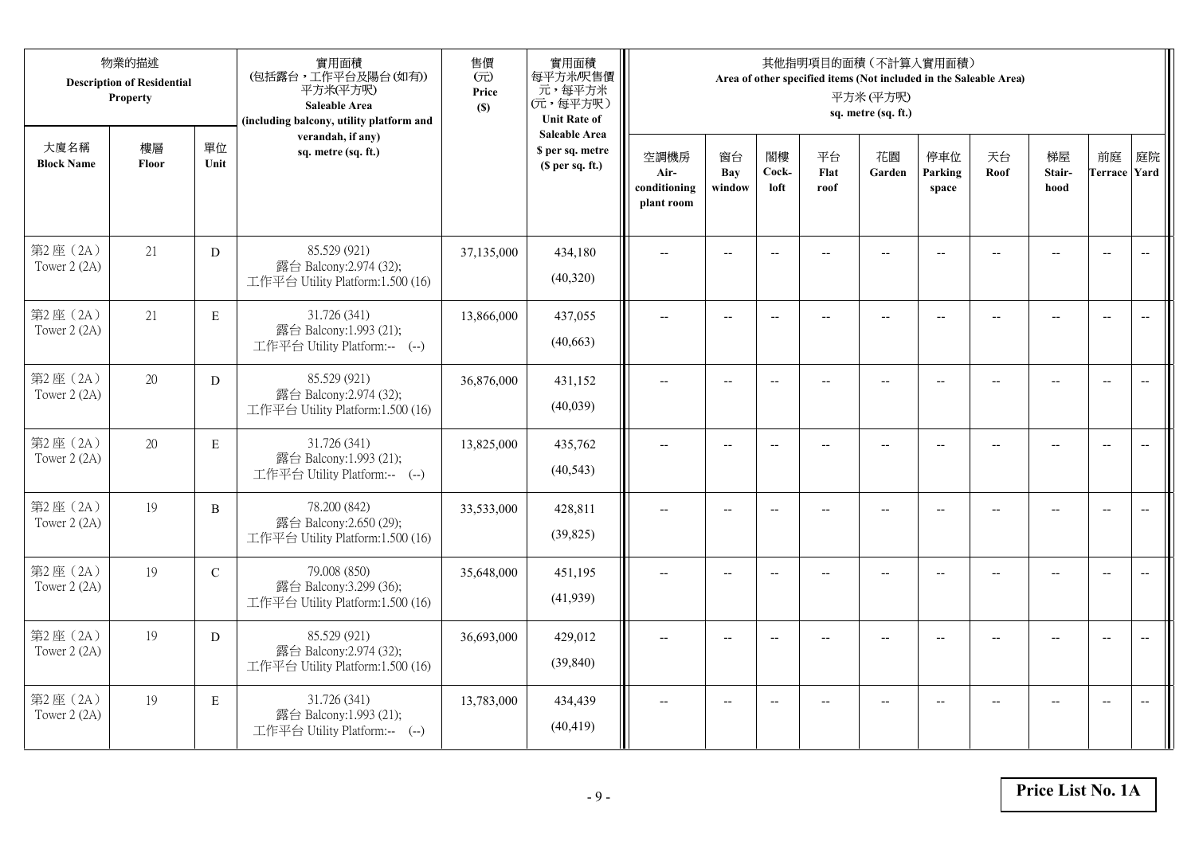| 物業的描述 Description of Residential Property | | | 實用面積 (包括露台，工作平台及陽台(如有)) 平方米(平方呎) Saleable Area (including balcony, utility platform and verandah, if any) sq. metre (sq. ft.) | 售價 (元) Price ($) | 實用面積 每平方米/呎售價 元，每平方米 (元，每平方呎) Unit Rate of Saleable Area $ per sq. metre ($ per sq. ft.) | 其他指明項目的面積（不計入實用面積） Area of other specified items (Not included in the Saleable Area) 平方米 (平方呎) sq. metre (sq. ft.) | | | | | | | | | |
|---|---|---|---|---|---|---|---|---|---|---|---|---|---|---|---|
| 大廈名稱 Block Name | 樓層 Floor | 單位 Unit | | | | 空調機房 Air-conditioning plant room | 窗台 Bay window | 閣樓 Cock-loft | 平台 Flat roof | 花園 Garden | 停車位 Parking space | 天台 Roof | 梯屋 Stair-hood | 前庭 Terrace | 庭院 Yard |
| 第2座（2A） Tower 2 (2A) | 21 | D | 85.529 (921) 露台 Balcony:2.974 (32); 工作平台 Utility Platform:1.500 (16) | 37,135,000 | 434,180 (40,320) | -- | -- | -- | -- | -- | -- | -- | -- | -- | -- |
| 第2座（2A） Tower 2 (2A) | 21 | E | 31.726 (341) 露台 Balcony:1.993 (21); 工作平台 Utility Platform:-- (--) | 13,866,000 | 437,055 (40,663) | -- | -- | -- | -- | -- | -- | -- | -- | -- | -- |
| 第2座（2A） Tower 2 (2A) | 20 | D | 85.529 (921) 露台 Balcony:2.974 (32); 工作平台 Utility Platform:1.500 (16) | 36,876,000 | 431,152 (40,039) | -- | -- | -- | -- | -- | -- | -- | -- | -- | -- |
| 第2座（2A） Tower 2 (2A) | 20 | E | 31.726 (341) 露台 Balcony:1.993 (21); 工作平台 Utility Platform:-- (--) | 13,825,000 | 435,762 (40,543) | -- | -- | -- | -- | -- | -- | -- | -- | -- | -- |
| 第2座（2A） Tower 2 (2A) | 19 | B | 78.200 (842) 露台 Balcony:2.650 (29); 工作平台 Utility Platform:1.500 (16) | 33,533,000 | 428,811 (39,825) | -- | -- | -- | -- | -- | -- | -- | -- | -- | -- |
| 第2座（2A） Tower 2 (2A) | 19 | C | 79.008 (850) 露台 Balcony:3.299 (36); 工作平台 Utility Platform:1.500 (16) | 35,648,000 | 451,195 (41,939) | -- | -- | -- | -- | -- | -- | -- | -- | -- | -- |
| 第2座（2A） Tower 2 (2A) | 19 | D | 85.529 (921) 露台 Balcony:2.974 (32); 工作平台 Utility Platform:1.500 (16) | 36,693,000 | 429,012 (39,840) | -- | -- | -- | -- | -- | -- | -- | -- | -- | -- |
| 第2座（2A） Tower 2 (2A) | 19 | E | 31.726 (341) 露台 Balcony:1.993 (21); 工作平台 Utility Platform:-- (--) | 13,783,000 | 434,439 (40,419) | -- | -- | -- | -- | -- | -- | -- | -- | -- | -- |

**Price List No. 1A**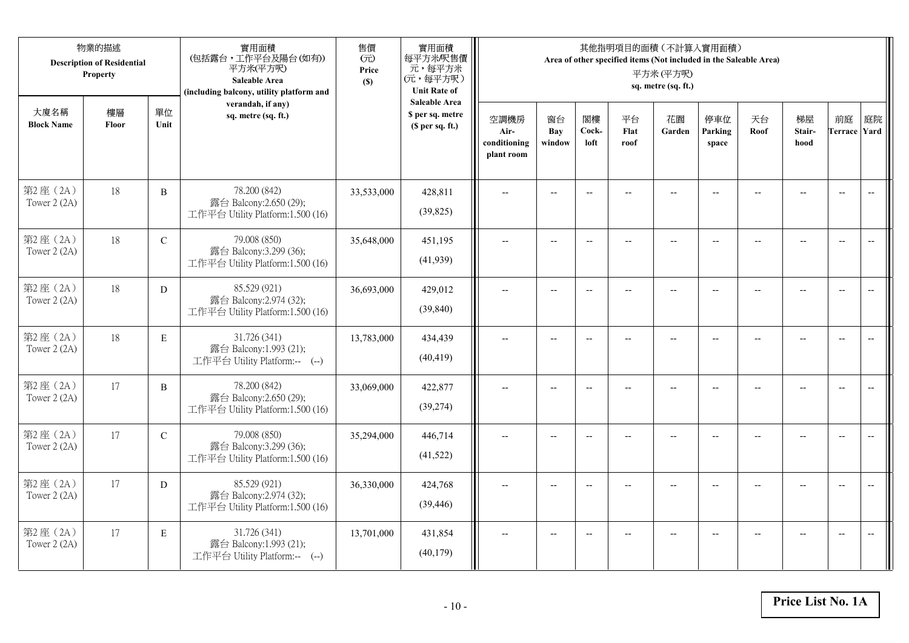| 物業的描述 Description of Residential Property | | | 實用面積 (包括露台，工作平台及陽台(如有)) 平方米(平方呎) Saleable Area (including balcony, utility platform and verandah, if any) sq. metre (sq. ft.) | 售價 (元) Price ($) | 實用面積 每平方米/呎售價 元，每平方米 (元，每平方呎) Unit Rate of Saleable Area $ per sq. metre ($ per sq. ft.) | 其他指明項目的面積（不計算入實用面積） Area of other specified items (Not included in the Saleable Area) 平方米 (平方呎) sq. metre (sq. ft.) | | | | | | | | | |
|---|---|---|---|---|---|---|---|---|---|---|---|---|---|---|---|
| 大廈名稱 Block Name | 樓層 Floor | 單位 Unit | | | | 空調機房 Air-conditioning plant room | 窗台 Bay window | 閣樓 Cock-loft | 平台 Flat roof | 花園 Garden | 停車位 Parking space | 天台 Roof | 梯屋 Stair-hood | 前庭 Terrace | 庭院 Yard |
| 第2座（2A） Tower 2 (2A) | 18 | B | 78.200 (842) 露台 Balcony:2.650 (29); 工作平台 Utility Platform:1.500 (16) | 33,533,000 | 428,811 (39,825) | -- | -- | -- | -- | -- | -- | -- | -- | -- | -- |
| 第2座（2A） Tower 2 (2A) | 18 | C | 79.008 (850) 露台 Balcony:3.299 (36); 工作平台 Utility Platform:1.500 (16) | 35,648,000 | 451,195 (41,939) | -- | -- | -- | -- | -- | -- | -- | -- | -- | -- |
| 第2座（2A） Tower 2 (2A) | 18 | D | 85.529 (921) 露台 Balcony:2.974 (32); 工作平台 Utility Platform:1.500 (16) | 36,693,000 | 429,012 (39,840) | -- | -- | -- | -- | -- | -- | -- | -- | -- | -- |
| 第2座（2A） Tower 2 (2A) | 18 | E | 31.726 (341) 露台 Balcony:1.993 (21); 工作平台 Utility Platform:-- (--) | 13,783,000 | 434,439 (40,419) | -- | -- | -- | -- | -- | -- | -- | -- | -- | -- |
| 第2座（2A） Tower 2 (2A) | 17 | B | 78.200 (842) 露台 Balcony:2.650 (29); 工作平台 Utility Platform:1.500 (16) | 33,069,000 | 422,877 (39,274) | -- | -- | -- | -- | -- | -- | -- | -- | -- | -- |
| 第2座（2A） Tower 2 (2A) | 17 | C | 79.008 (850) 露台 Balcony:3.299 (36); 工作平台 Utility Platform:1.500 (16) | 35,294,000 | 446,714 (41,522) | -- | -- | -- | -- | -- | -- | -- | -- | -- | -- |
| 第2座（2A） Tower 2 (2A) | 17 | D | 85.529 (921) 露台 Balcony:2.974 (32); 工作平台 Utility Platform:1.500 (16) | 36,330,000 | 424,768 (39,446) | -- | -- | -- | -- | -- | -- | -- | -- | -- | -- |
| 第2座（2A） Tower 2 (2A) | 17 | E | 31.726 (341) 露台 Balcony:1.993 (21); 工作平台 Utility Platform:-- (--) | 13,701,000 | 431,854 (40,179) | -- | -- | -- | -- | -- | -- | -- | -- | -- | -- |

**Price List No. 1A**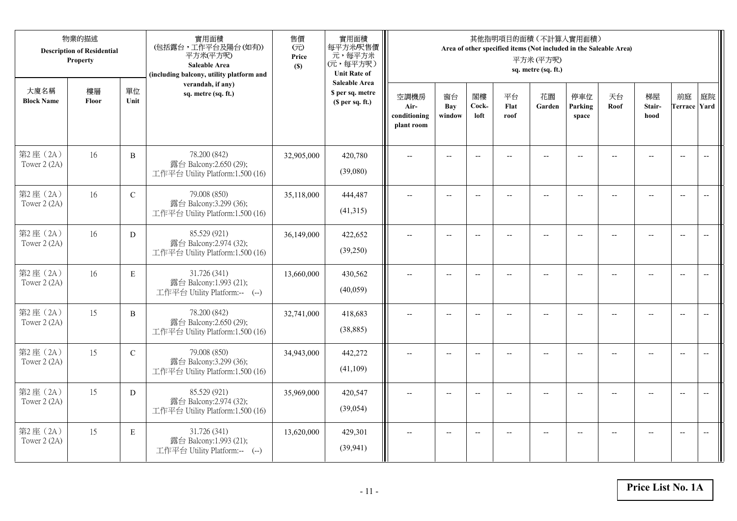| 物業的描述 Description of Residential Property | | | 實用面積 (包括露台，工作平台及陽台(如有)) 平方米(平方呎) Saleable Area (including balcony, utility platform and verandah, if any) sq. metre (sq. ft.) | 售價 (元) Price ($) | 實用面積 每平方米/呎售價 元，每平方米 (元，每平方呎) Unit Rate of Saleable Area $ per sq. metre ($ per sq. ft.) | 其他指明項目的面積（不計算入實用面積） Area of other specified items (Not included in the Saleable Area) 平方米 (平方呎) sq. metre (sq. ft.) | | | | | | | | | |
|---|---|---|---|---|---|---|---|---|---|---|---|---|---|---|---|
| 大廈名稱 Block Name | 樓層 Floor | 單位 Unit | | | | 空調機房 Air-conditioning plant room | 窗台 Bay window | 閣樓 Cock-loft | 平台 Flat roof | 花園 Garden | 停車位 Parking space | 天台 Roof | 梯屋 Stair-hood | 前庭 Terrace | 庭院 Yard |
| 第2座（2A） Tower 2 (2A) | 16 | B | 78.200 (842) 露台 Balcony:2.650 (29); 工作平台 Utility Platform:1.500 (16) | 32,905,000 | 420,780 (39,080) | -- | -- | -- | -- | -- | -- | -- | -- | -- | -- |
| 第2座（2A） Tower 2 (2A) | 16 | C | 79.008 (850) 露台 Balcony:3.299 (36); 工作平台 Utility Platform:1.500 (16) | 35,118,000 | 444,487 (41,315) | -- | -- | -- | -- | -- | -- | -- | -- | -- | -- |
| 第2座（2A） Tower 2 (2A) | 16 | D | 85.529 (921) 露台 Balcony:2.974 (32); 工作平台 Utility Platform:1.500 (16) | 36,149,000 | 422,652 (39,250) | -- | -- | -- | -- | -- | -- | -- | -- | -- | -- |
| 第2座（2A） Tower 2 (2A) | 16 | E | 31.726 (341) 露台 Balcony:1.993 (21); 工作平台 Utility Platform:-- (--) | 13,660,000 | 430,562 (40,059) | -- | -- | -- | -- | -- | -- | -- | -- | -- | -- |
| 第2座（2A） Tower 2 (2A) | 15 | B | 78.200 (842) 露台 Balcony:2.650 (29); 工作平台 Utility Platform:1.500 (16) | 32,741,000 | 418,683 (38,885) | -- | -- | -- | -- | -- | -- | -- | -- | -- | -- |
| 第2座（2A） Tower 2 (2A) | 15 | C | 79.008 (850) 露台 Balcony:3.299 (36); 工作平台 Utility Platform:1.500 (16) | 34,943,000 | 442,272 (41,109) | -- | -- | -- | -- | -- | -- | -- | -- | -- | -- |
| 第2座（2A） Tower 2 (2A) | 15 | D | 85.529 (921) 露台 Balcony:2.974 (32); 工作平台 Utility Platform:1.500 (16) | 35,969,000 | 420,547 (39,054) | -- | -- | -- | -- | -- | -- | -- | -- | -- | -- |
| 第2座（2A） Tower 2 (2A) | 15 | E | 31.726 (341) 露台 Balcony:1.993 (21); 工作平台 Utility Platform:-- (--) | 13,620,000 | 429,301 (39,941) | -- | -- | -- | -- | -- | -- | -- | -- | -- | -- |

**Price List No. 1A**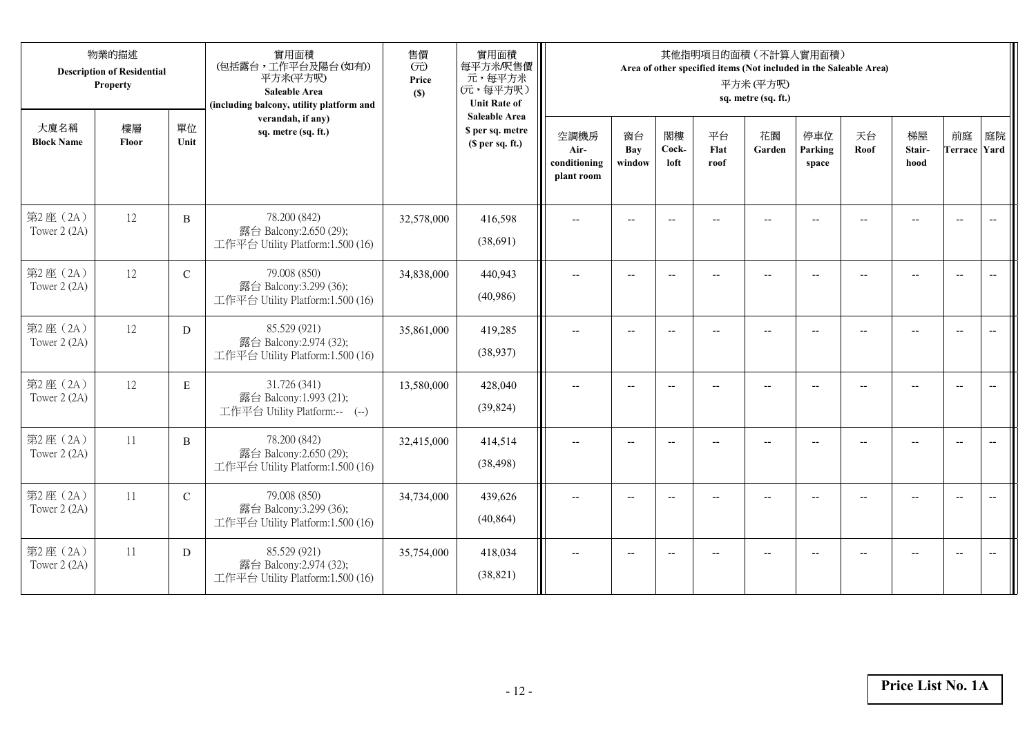| 物業的描述 Description of Residential Property | | | 實用面積 (包括露台，工作平台及陽台(如有)) 平方米(平方呎) Saleable Area (including balcony, utility platform and verandah, if any) sq. metre (sq. ft.) | 售價 (元) Price ($) | 實用面積 每平方米/呎售價 元，每平方米 (元，每平方呎) Unit Rate of Saleable Area $ per sq. metre ($ per sq. ft.) | 其他指明項目的面積（不計算入實用面積） Area of other specified items (Not included in the Saleable Area) 平方米 (平方呎) sq. metre (sq. ft.) | | | | | | | | | |
|---|---|---|---|---|---|---|---|---|---|---|---|---|---|---|---|
| 大廈名稱 Block Name | 樓層 Floor | 單位 Unit | | | | 空調機房 Air-conditioning plant room | 窗台 Bay window | 閣樓 Cock-loft | 平台 Flat roof | 花園 Garden | 停車位 Parking space | 天台 Roof | 梯屋 Stair-hood | 前庭 Terrace | 庭院 Yard |
| 第2座（2A） Tower 2 (2A) | 12 | B | 78.200 (842) 露台 Balcony:2.650 (29); 工作平台 Utility Platform:1.500 (16) | 32,578,000 | 416,598 (38,691) | -- | -- | -- | -- | -- | -- | -- | -- | -- | -- |
| 第2座（2A） Tower 2 (2A) | 12 | C | 79.008 (850) 露台 Balcony:3.299 (36); 工作平台 Utility Platform:1.500 (16) | 34,838,000 | 440,943 (40,986) | -- | -- | -- | -- | -- | -- | -- | -- | -- | -- |
| 第2座（2A） Tower 2 (2A) | 12 | D | 85.529 (921) 露台 Balcony:2.974 (32); 工作平台 Utility Platform:1.500 (16) | 35,861,000 | 419,285 (38,937) | -- | -- | -- | -- | -- | -- | -- | -- | -- | -- |
| 第2座（2A） Tower 2 (2A) | 12 | E | 31.726 (341) 露台 Balcony:1.993 (21); 工作平台 Utility Platform:-- (--) | 13,580,000 | 428,040 (39,824) | -- | -- | -- | -- | -- | -- | -- | -- | -- | -- |
| 第2座（2A） Tower 2 (2A) | 11 | B | 78.200 (842) 露台 Balcony:2.650 (29); 工作平台 Utility Platform:1.500 (16) | 32,415,000 | 414,514 (38,498) | -- | -- | -- | -- | -- | -- | -- | -- | -- | -- |
| 第2座（2A） Tower 2 (2A) | 11 | C | 79.008 (850) 露台 Balcony:3.299 (36); 工作平台 Utility Platform:1.500 (16) | 34,734,000 | 439,626 (40,864) | -- | -- | -- | -- | -- | -- | -- | -- | -- | -- |
| 第2座（2A） Tower 2 (2A) | 11 | D | 85.529 (921) 露台 Balcony:2.974 (32); 工作平台 Utility Platform:1.500 (16) | 35,754,000 | 418,034 (38,821) | -- | -- | -- | -- | -- | -- | -- | -- | -- | -- |

**Price List No. 1A**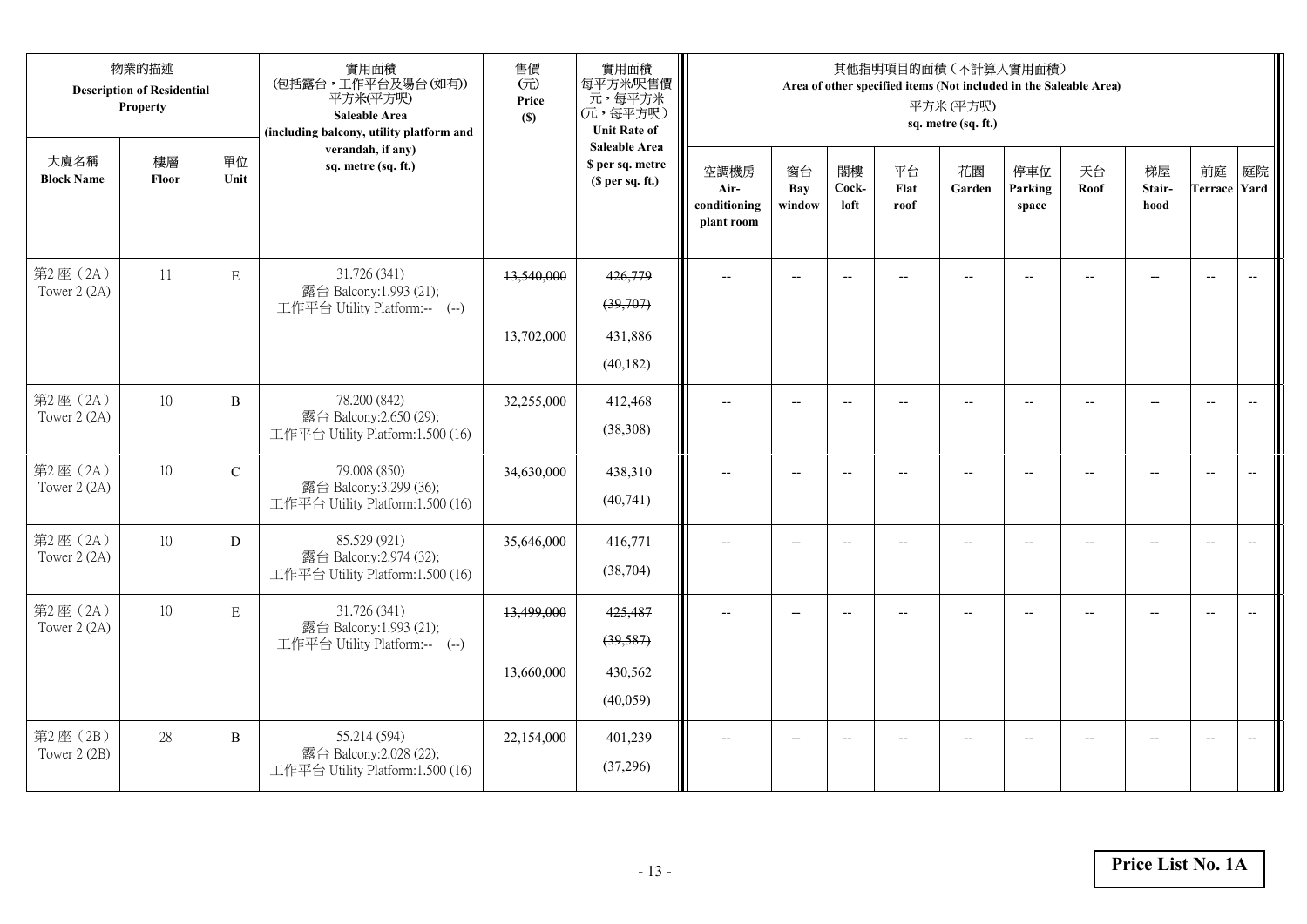| 物業的描述 Description of Residential Property | | | 實用面積 (包括露台，工作平台及陽台(如有)) 平方米(平方呎) Saleable Area (including balcony, utility platform and verandah, if any) sq. metre (sq. ft.) | 售價 (元) Price ($) | 實用面積 每平方米/呎售價 元，每平方米 (元，每平方呎) Unit Rate of Saleable Area $ per sq. metre ($ per sq. ft.) | 其他指明項目的面積（不計算入實用面積） Area of other specified items (Not included in the Saleable Area) 平方米 (平方呎) sq. metre (sq. ft.) | | | | | | | | | |
|---|---|---|---|---|---|---|---|---|---|---|---|---|---|---|---|
| 大廈名稱 Block Name | 樓層 Floor | 單位 Unit | | | | 空調機房 Air-conditioning plant room | 窗台 Bay window | 閣樓 Cock-loft | 平台 Flat roof | 花園 Garden | 停車位 Parking space | 天台 Roof | 梯屋 Stair-hood | 前庭 Terrace | 庭院 Yard |
| 第2座（2A） Tower 2 (2A) | 11 | E | 31.726 (341) 露台 Balcony:1.993 (21); 工作平台 Utility Platform:-- (--) | ~~13,540,000~~ 13,702,000 | ~~426,779 (39,707)~~ 431,886 (40,182) | -- | -- | -- | -- | -- | -- | -- | -- | -- | -- |
| 第2座（2A） Tower 2 (2A) | 10 | B | 78.200 (842) 露台 Balcony:2.650 (29); 工作平台 Utility Platform:1.500 (16) | 32,255,000 | 412,468 (38,308) | -- | -- | -- | -- | -- | -- | -- | -- | -- | -- |
| 第2座（2A） Tower 2 (2A) | 10 | C | 79.008 (850) 露台 Balcony:3.299 (36); 工作平台 Utility Platform:1.500 (16) | 34,630,000 | 438,310 (40,741) | -- | -- | -- | -- | -- | -- | -- | -- | -- | -- |
| 第2座（2A） Tower 2 (2A) | 10 | D | 85.529 (921) 露台 Balcony:2.974 (32); 工作平台 Utility Platform:1.500 (16) | 35,646,000 | 416,771 (38,704) | -- | -- | -- | -- | -- | -- | -- | -- | -- | -- |
| 第2座（2A） Tower 2 (2A) | 10 | E | 31.726 (341) 露台 Balcony:1.993 (21); 工作平台 Utility Platform:-- (--) | ~~13,499,000~~ 13,660,000 | ~~425,487 (39,587)~~ 430,562 (40,059) | -- | -- | -- | -- | -- | -- | -- | -- | -- | -- |
| 第2座（2B） Tower 2 (2B) | 28 | B | 55.214 (594) 露台 Balcony:2.028 (22); 工作平台 Utility Platform:1.500 (16) | 22,154,000 | 401,239 (37,296) | -- | -- | -- | -- | -- | -- | -- | -- | -- | -- |

**Price List No. 1A**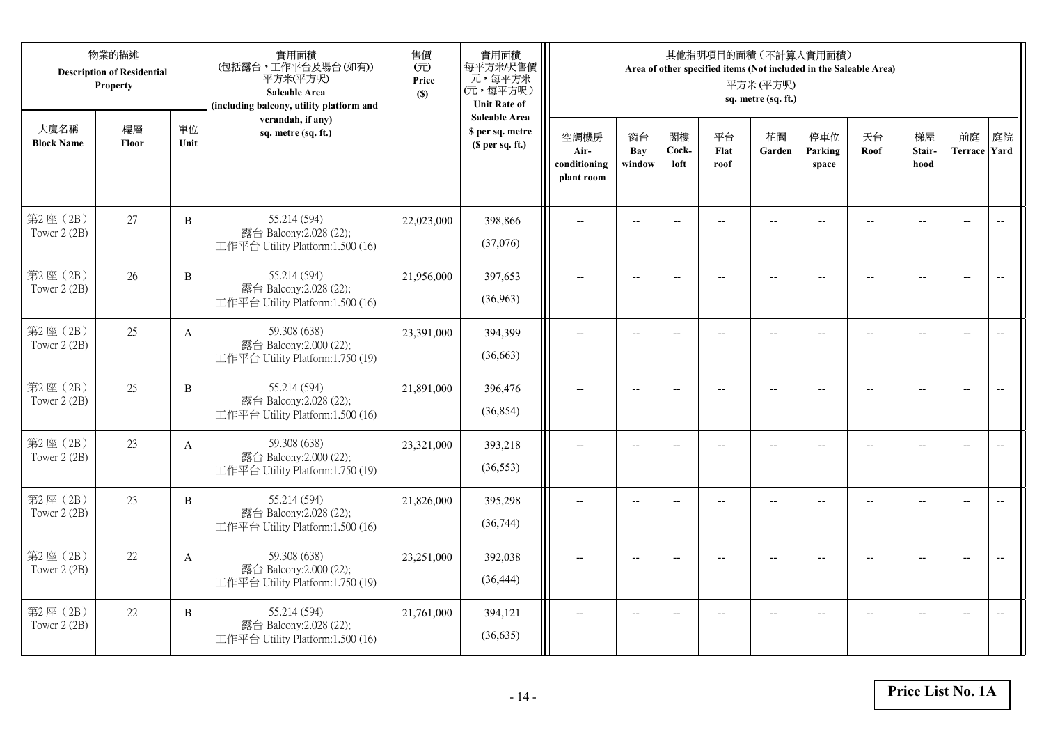| 物業的描述 Description of Residential Property | | | 實用面積 (包括露台，工作平台及陽台(如有)) 平方米(平方呎) Saleable Area (including balcony, utility platform and verandah, if any) sq. metre (sq. ft.) | 售價 (元) Price ($) | 實用面積 每平方米/呎售價 元，每平方米 (元，每平方呎) Unit Rate of Saleable Area $ per sq. metre ($ per sq. ft.) | 其他指明項目的面積（不計算入實用面積） Area of other specified items (Not included in the Saleable Area) 平方米 (平方呎) sq. metre (sq. ft.) | | | | | | | | | |
|---|---|---|---|---|---|---|---|---|---|---|---|---|---|---|---|
| 大廈名稱 Block Name | 樓層 Floor | 單位 Unit | | | | 空調機房 Air-conditioning plant room | 窗台 Bay window | 閣樓 Cock-loft | 平台 Flat roof | 花園 Garden | 停車位 Parking space | 天台 Roof | 梯屋 Stair-hood | 前庭 Terrace | 庭院 Yard |
| 第2座（2B） Tower 2 (2B) | 27 | B | 55.214 (594) 露台 Balcony:2.028 (22); 工作平台 Utility Platform:1.500 (16) | 22,023,000 | 398,866 (37,076) | -- | -- | -- | -- | -- | -- | -- | -- | -- | -- |
| 第2座（2B） Tower 2 (2B) | 26 | B | 55.214 (594) 露台 Balcony:2.028 (22); 工作平台 Utility Platform:1.500 (16) | 21,956,000 | 397,653 (36,963) | -- | -- | -- | -- | -- | -- | -- | -- | -- | -- |
| 第2座（2B） Tower 2 (2B) | 25 | A | 59.308 (638) 露台 Balcony:2.000 (22); 工作平台 Utility Platform:1.750 (19) | 23,391,000 | 394,399 (36,663) | -- | -- | -- | -- | -- | -- | -- | -- | -- | -- |
| 第2座（2B） Tower 2 (2B) | 25 | B | 55.214 (594) 露台 Balcony:2.028 (22); 工作平台 Utility Platform:1.500 (16) | 21,891,000 | 396,476 (36,854) | -- | -- | -- | -- | -- | -- | -- | -- | -- | -- |
| 第2座（2B） Tower 2 (2B) | 23 | A | 59.308 (638) 露台 Balcony:2.000 (22); 工作平台 Utility Platform:1.750 (19) | 23,321,000 | 393,218 (36,553) | -- | -- | -- | -- | -- | -- | -- | -- | -- | -- |
| 第2座（2B） Tower 2 (2B) | 23 | B | 55.214 (594) 露台 Balcony:2.028 (22); 工作平台 Utility Platform:1.500 (16) | 21,826,000 | 395,298 (36,744) | -- | -- | -- | -- | -- | -- | -- | -- | -- | -- |
| 第2座（2B） Tower 2 (2B) | 22 | A | 59.308 (638) 露台 Balcony:2.000 (22); 工作平台 Utility Platform:1.750 (19) | 23,251,000 | 392,038 (36,444) | -- | -- | -- | -- | -- | -- | -- | -- | -- | -- |
| 第2座（2B） Tower 2 (2B) | 22 | B | 55.214 (594) 露台 Balcony:2.028 (22); 工作平台 Utility Platform:1.500 (16) | 21,761,000 | 394,121 (36,635) | -- | -- | -- | -- | -- | -- | -- | -- | -- | -- |

**Price List No. 1A**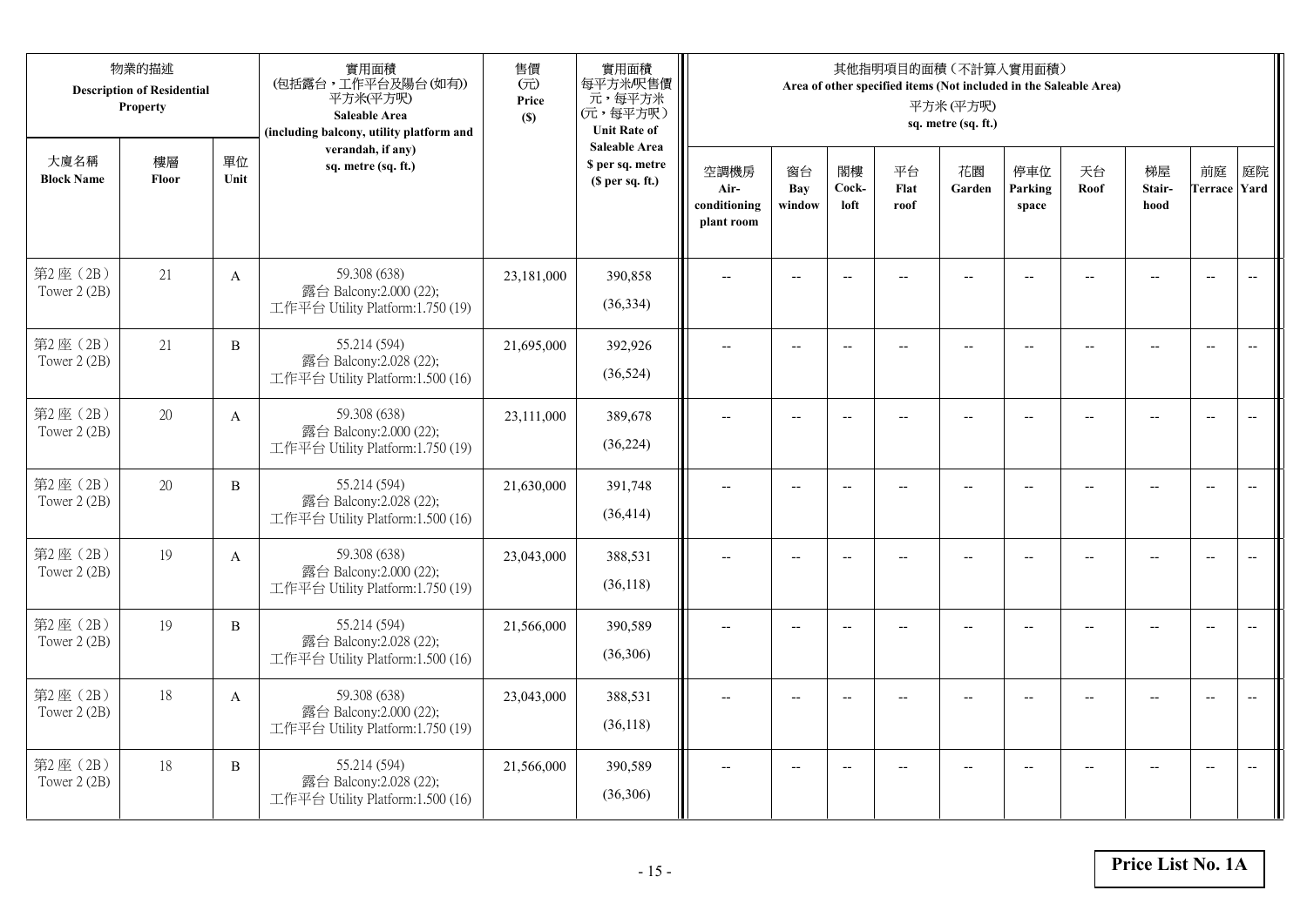| 物業的描述 Description of Residential Property | | | 實用面積 (包括露台，工作平台及陽台(如有)) 平方米(平方呎) Saleable Area (including balcony, utility platform and verandah, if any) sq. metre (sq. ft.) | 售價 (元) Price ($) | 實用面積 每平方米/呎售價 元，每平方米 (元，每平方呎) Unit Rate of Saleable Area $ per sq. metre ($ per sq. ft.) | 其他指明項目的面積（不計算入實用面積） Area of other specified items (Not included in the Saleable Area) 平方米 (平方呎) sq. metre (sq. ft.) | | | | | | | | | |
|---|---|---|---|---|---|---|---|---|---|---|---|---|---|---|---|
| 大廈名稱 Block Name | 樓層 Floor | 單位 Unit | | | | 空調機房 Air-conditioning plant room | 窗台 Bay window | 閣樓 Cock-loft | 平台 Flat roof | 花園 Garden | 停車位 Parking space | 天台 Roof | 梯屋 Stair-hood | 前庭 Terrace | 庭院 Yard |
| 第2座（2B） Tower 2 (2B) | 21 | A | 59.308 (638) 露台 Balcony:2.000 (22); 工作平台 Utility Platform:1.750 (19) | 23,181,000 | 390,858 (36,334) | -- | -- | -- | -- | -- | -- | -- | -- | -- | -- |
| 第2座（2B） Tower 2 (2B) | 21 | B | 55.214 (594) 露台 Balcony:2.028 (22); 工作平台 Utility Platform:1.500 (16) | 21,695,000 | 392,926 (36,524) | -- | -- | -- | -- | -- | -- | -- | -- | -- | -- |
| 第2座（2B） Tower 2 (2B) | 20 | A | 59.308 (638) 露台 Balcony:2.000 (22); 工作平台 Utility Platform:1.750 (19) | 23,111,000 | 389,678 (36,224) | -- | -- | -- | -- | -- | -- | -- | -- | -- | -- |
| 第2座（2B） Tower 2 (2B) | 20 | B | 55.214 (594) 露台 Balcony:2.028 (22); 工作平台 Utility Platform:1.500 (16) | 21,630,000 | 391,748 (36,414) | -- | -- | -- | -- | -- | -- | -- | -- | -- | -- |
| 第2座（2B） Tower 2 (2B) | 19 | A | 59.308 (638) 露台 Balcony:2.000 (22); 工作平台 Utility Platform:1.750 (19) | 23,043,000 | 388,531 (36,118) | -- | -- | -- | -- | -- | -- | -- | -- | -- | -- |
| 第2座（2B） Tower 2 (2B) | 19 | B | 55.214 (594) 露台 Balcony:2.028 (22); 工作平台 Utility Platform:1.500 (16) | 21,566,000 | 390,589 (36,306) | -- | -- | -- | -- | -- | -- | -- | -- | -- | -- |
| 第2座（2B） Tower 2 (2B) | 18 | A | 59.308 (638) 露台 Balcony:2.000 (22); 工作平台 Utility Platform:1.750 (19) | 23,043,000 | 388,531 (36,118) | -- | -- | -- | -- | -- | -- | -- | -- | -- | -- |
| 第2座（2B） Tower 2 (2B) | 18 | B | 55.214 (594) 露台 Balcony:2.028 (22); 工作平台 Utility Platform:1.500 (16) | 21,566,000 | 390,589 (36,306) | -- | -- | -- | -- | -- | -- | -- | -- | -- | -- |

**Price List No. 1A**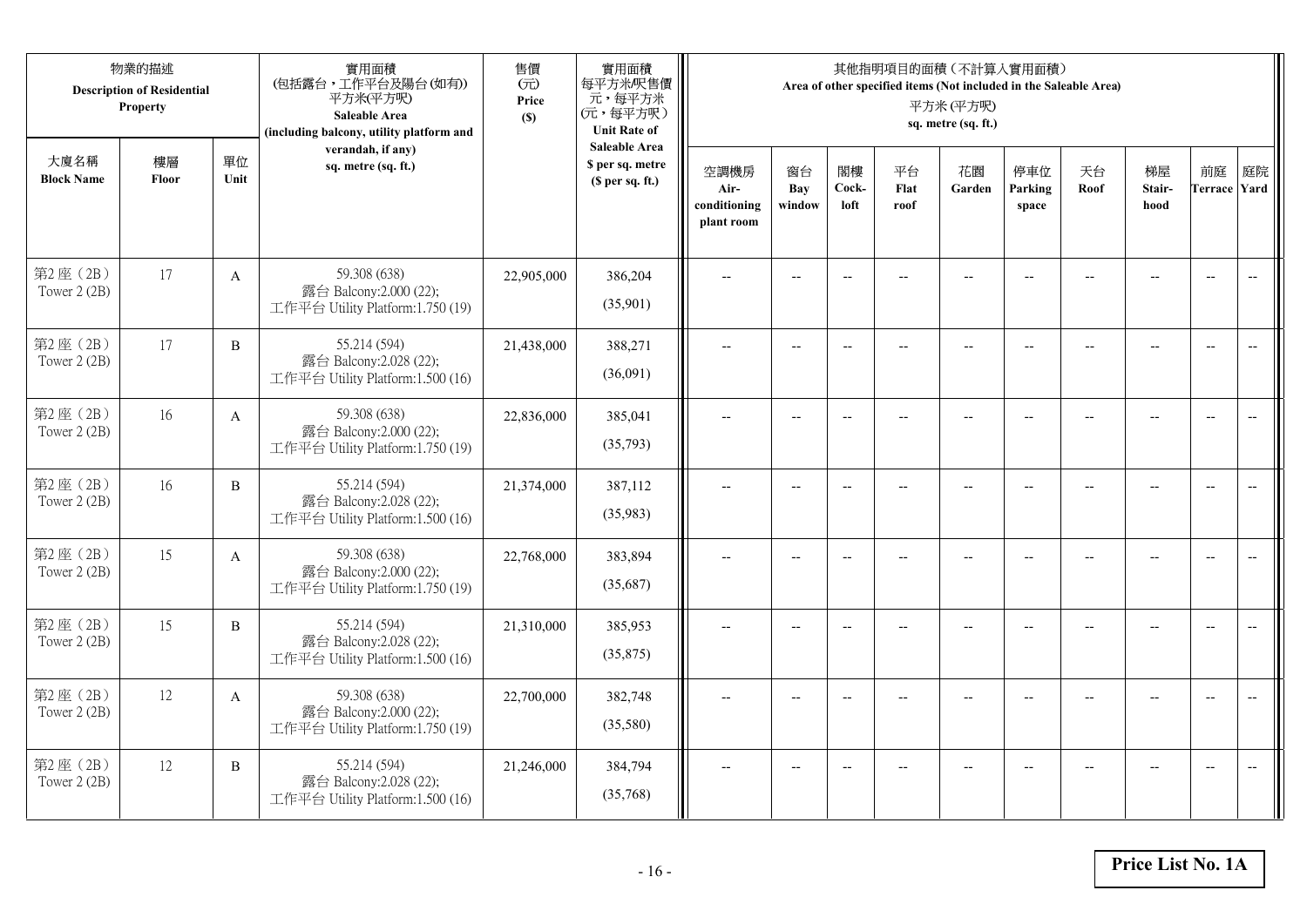| 物業的描述 Description of Residential Property | | | 實用面積 (包括露台，工作平台及陽台(如有)) 平方米(平方呎) Saleable Area (including balcony, utility platform and verandah, if any) sq. metre (sq. ft.) | 售價 (元) Price ($) | 實用面積 每平方米/呎售價 元，每平方米 (元，每平方呎) Unit Rate of Saleable Area $ per sq. metre ($ per sq. ft.) | 其他指明項目的面積（不計算入實用面積） Area of other specified items (Not included in the Saleable Area) 平方米 (平方呎) sq. metre (sq. ft.) | | | | | | | | | |
|---|---|---|---|---|---|---|---|---|---|---|---|---|---|---|---|
| 大廈名稱 Block Name | 樓層 Floor | 單位 Unit | | | | 空調機房 Air-conditioning plant room | 窗台 Bay window | 閣樓 Cock-loft | 平台 Flat roof | 花園 Garden | 停車位 Parking space | 天台 Roof | 梯屋 Stair-hood | 前庭 Terrace | 庭院 Yard |
| 第2座（2B） Tower 2 (2B) | 17 | A | 59.308 (638) 露台 Balcony:2.000 (22); 工作平台 Utility Platform:1.750 (19) | 22,905,000 | 386,204 (35,901) | -- | -- | -- | -- | -- | -- | -- | -- | -- | -- |
| 第2座（2B） Tower 2 (2B) | 17 | B | 55.214 (594) 露台 Balcony:2.028 (22); 工作平台 Utility Platform:1.500 (16) | 21,438,000 | 388,271 (36,091) | -- | -- | -- | -- | -- | -- | -- | -- | -- | -- |
| 第2座（2B） Tower 2 (2B) | 16 | A | 59.308 (638) 露台 Balcony:2.000 (22); 工作平台 Utility Platform:1.750 (19) | 22,836,000 | 385,041 (35,793) | -- | -- | -- | -- | -- | -- | -- | -- | -- | -- |
| 第2座（2B） Tower 2 (2B) | 16 | B | 55.214 (594) 露台 Balcony:2.028 (22); 工作平台 Utility Platform:1.500 (16) | 21,374,000 | 387,112 (35,983) | -- | -- | -- | -- | -- | -- | -- | -- | -- | -- |
| 第2座（2B） Tower 2 (2B) | 15 | A | 59.308 (638) 露台 Balcony:2.000 (22); 工作平台 Utility Platform:1.750 (19) | 22,768,000 | 383,894 (35,687) | -- | -- | -- | -- | -- | -- | -- | -- | -- | -- |
| 第2座（2B） Tower 2 (2B) | 15 | B | 55.214 (594) 露台 Balcony:2.028 (22); 工作平台 Utility Platform:1.500 (16) | 21,310,000 | 385,953 (35,875) | -- | -- | -- | -- | -- | -- | -- | -- | -- | -- |
| 第2座（2B） Tower 2 (2B) | 12 | A | 59.308 (638) 露台 Balcony:2.000 (22); 工作平台 Utility Platform:1.750 (19) | 22,700,000 | 382,748 (35,580) | -- | -- | -- | -- | -- | -- | -- | -- | -- | -- |
| 第2座（2B） Tower 2 (2B) | 12 | B | 55.214 (594) 露台 Balcony:2.028 (22); 工作平台 Utility Platform:1.500 (16) | 21,246,000 | 384,794 (35,768) | -- | -- | -- | -- | -- | -- | -- | -- | -- | -- |

**Price List No. 1A**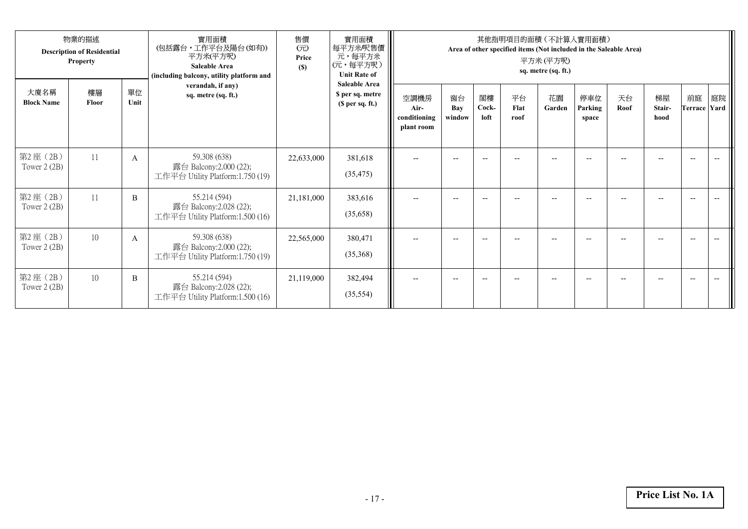| 物業的描述 Description of Residential Property | | | 實用面積 (包括露台，工作平台及陽台(如有)) 平方米(平方呎) Saleable Area (including balcony, utility platform and verandah, if any) sq. metre (sq. ft.) | 售價 (元) Price ($) | 實用面積 每平方米/呎售價 元，每平方米 (元，每平方呎) Unit Rate of Saleable Area $ per sq. metre ($ per sq. ft.) | 其他指明項目的面積（不計算入實用面積） Area of other specified items (Not included in the Saleable Area) 平方米 (平方呎) sq. metre (sq. ft.) | | | | | | | | | |
|---|---|---|---|---|---|---|---|---|---|---|---|---|---|---|---|
| 大廈名稱 Block Name | 樓層 Floor | 單位 Unit | | | | 空調機房 Air-conditioning plant room | 窗台 Bay window | 閣樓 Cock-loft | 平台 Flat roof | 花園 Garden | 停車位 Parking space | 天台 Roof | 梯屋 Stair-hood | 前庭 Terrace | 庭院 Yard |
| 第2座（2B） Tower 2 (2B) | 11 | A | 59.308 (638) 露台 Balcony:2.000 (22); 工作平台 Utility Platform:1.750 (19) | 22,633,000 | 381,618 (35,475) | -- | -- | -- | -- | -- | -- | -- | -- | -- | -- |
| 第2座（2B） Tower 2 (2B) | 11 | B | 55.214 (594) 露台 Balcony:2.028 (22); 工作平台 Utility Platform:1.500 (16) | 21,181,000 | 383,616 (35,658) | -- | -- | -- | -- | -- | -- | -- | -- | -- | -- |
| 第2座（2B） Tower 2 (2B) | 10 | A | 59.308 (638) 露台 Balcony:2.000 (22); 工作平台 Utility Platform:1.750 (19) | 22,565,000 | 380,471 (35,368) | -- | -- | -- | -- | -- | -- | -- | -- | -- | -- |
| 第2座（2B） Tower 2 (2B) | 10 | B | 55.214 (594) 露台 Balcony:2.028 (22); 工作平台 Utility Platform:1.500 (16) | 21,119,000 | 382,494 (35,554) | -- | -- | -- | -- | -- | -- | -- | -- | -- | -- |

**Price List No. 1A**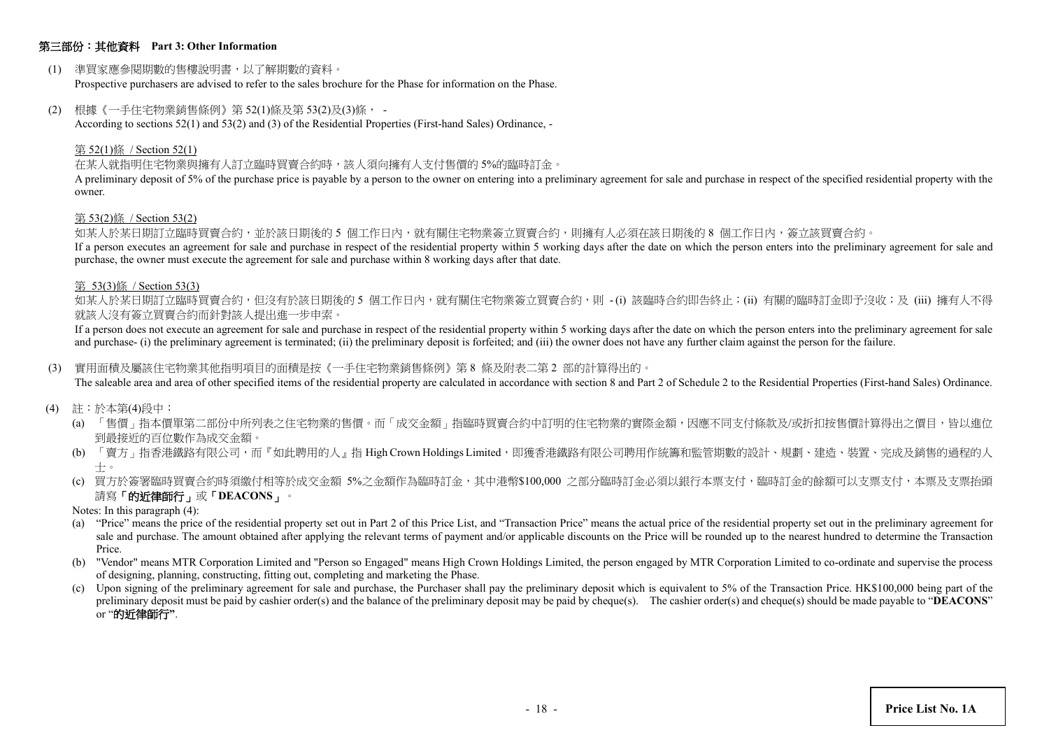## 第三部份：其他資料　Part 3: Other Information

(1) 準買家應參閱期數的售樓說明書，以了解期數的資料。
Prospective purchasers are advised to refer to the sales brochure for the Phase for information on the Phase.

(2) 根據《一手住宅物業銷售條例》第 52(1)條及第 53(2)及(3)條， -
According to sections 52(1) and 53(2) and (3) of the Residential Properties (First-hand Sales) Ordinance, -

第 52(1)條 / Section 52(1)

在某人就指明住宅物業與擁有人訂立臨時買賣合約時，該人須向擁有人支付售價的 5%的臨時訂金。
A preliminary deposit of 5% of the purchase price is payable by a person to the owner on entering into a preliminary agreement for sale and purchase in respect of the specified residential property with the owner.

第 53(2)條 / Section 53(2)

如某人於某日期訂立臨時買賣合約，並於該日期後的 5 個工作日內，就有關住宅物業簽立買賣合約，則擁有人必須在該日期後的 8 個工作日內，簽立該買賣合約。
If a person executes an agreement for sale and purchase in respect of the residential property within 5 working days after the date on which the person enters into the preliminary agreement for sale and purchase, the owner must execute the agreement for sale and purchase within 8 working days after that date.

第 53(3)條 / Section 53(3)

如某人於某日期訂立臨時買賣合約，但沒有於該日期後的 5 個工作日內，就有關住宅物業簽立買賣合約，則 - (i) 該臨時合約即告終止；(ii) 有關的臨時訂金即予沒收；及 (iii) 擁有人不得就該人沒有簽立買賣合約而針對該人提出進一步申索。
If a person does not execute an agreement for sale and purchase in respect of the residential property within 5 working days after the date on which the person enters into the preliminary agreement for sale and purchase- (i) the preliminary agreement is terminated; (ii) the preliminary deposit is forfeited; and (iii) the owner does not have any further claim against the person for the failure.

(3) 實用面積及屬該住宅物業其他指明項目的面積是按《一手住宅物業銷售條例》第 8 條及附表二第 2 部的計算得出的。
The saleable area and area of other specified items of the residential property are calculated in accordance with section 8 and Part 2 of Schedule 2 to the Residential Properties (First-hand Sales) Ordinance.

(4) 註：於本第(4)段中：

(a) 「售價」指本價單第二部份中所列表之住宅物業的售價。而「成交金額」指臨時買賣合約中訂明的住宅物業的實際金額，因應不同支付條款及/或折扣按售價計算得出之價目，皆以進位到最接近的百位數作為成交金額。

(b) 「賣方」指香港鐵路有限公司，而『如此聘用的人』指 High Crown Holdings Limited，即獲香港鐵路有限公司聘用作統籌和監管期數的設計、規劃、建造、裝置、完成及銷售的過程的人士。

(c) 買方於簽署臨時買賣合約時須繳付相等於成交金額 5%之金額作為臨時訂金，其中港幣$100,000 之部分臨時訂金必須以銀行本票支付，臨時訂金的餘額可以支票支付，本票及支票抬頭請寫**「的近律師行」**或**「DEACONS」**。

Notes: In this paragraph (4):

(a) "Price" means the price of the residential property set out in Part 2 of this Price List, and "Transaction Price" means the actual price of the residential property set out in the preliminary agreement for sale and purchase. The amount obtained after applying the relevant terms of payment and/or applicable discounts on the Price will be rounded up to the nearest hundred to determine the Transaction Price.

(b) "Vendor" means MTR Corporation Limited and "Person so Engaged" means High Crown Holdings Limited, the person engaged by MTR Corporation Limited to co-ordinate and supervise the process of designing, planning, constructing, fitting out, completing and marketing the Phase.

(c) Upon signing of the preliminary agreement for sale and purchase, the Purchaser shall pay the preliminary deposit which is equivalent to 5% of the Transaction Price. HK$100,000 being part of the preliminary deposit must be paid by cashier order(s) and the balance of the preliminary deposit may be paid by cheque(s). The cashier order(s) and cheque(s) should be made payable to "**DEACONS**" or "**的近律師行**".

**Price List No. 1A**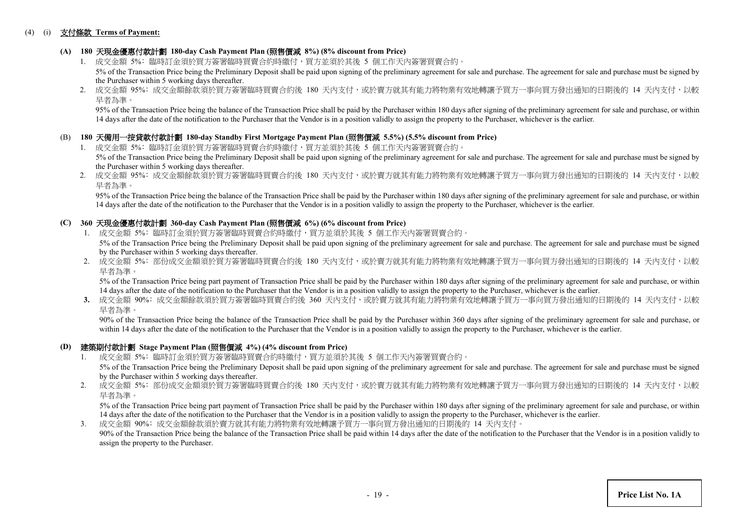(4) (i) **支付條款 Terms of Payment:**

**(A) 180 天現金優惠付款計劃 180-day Cash Payment Plan (照售價減 8%) (8% discount from Price)**

1. 成交金額 5%：臨時訂金須於買方簽署臨時買賣合約時繳付，買方並須於其後 5 個工作天內簽署買賣合約。
   5% of the Transaction Price being the Preliminary Deposit shall be paid upon signing of the preliminary agreement for sale and purchase. The agreement for sale and purchase must be signed by the Purchaser within 5 working days thereafter.
2. 成交金額 95%：成交金額餘款須於買方簽署臨時買賣合約後 180 天內支付，或於賣方就其有能力將物業有效地轉讓予買方一事向買方發出通知的日期後的 14 天內支付，以較早者為準。
   95% of the Transaction Price being the balance of the Transaction Price shall be paid by the Purchaser within 180 days after signing of the preliminary agreement for sale and purchase, or within 14 days after the date of the notification to the Purchaser that the Vendor is in a position validly to assign the property to the Purchaser, whichever is the earlier.

**(B) 180 天備用一按貸款付款計劃 180-day Standby First Mortgage Payment Plan (照售價減 5.5%) (5.5% discount from Price)**

1. 成交金額 5%：臨時訂金須於買方簽署臨時買賣合約時繳付，買方並須於其後 5 個工作天內簽署買賣合約。
   5% of the Transaction Price being the Preliminary Deposit shall be paid upon signing of the preliminary agreement for sale and purchase. The agreement for sale and purchase must be signed by the Purchaser within 5 working days thereafter.
2. 成交金額 95%：成交金額餘款須於買方簽署臨時買賣合約後 180 天內支付，或於賣方就其有能力將物業有效地轉讓予買方一事向買方發出通知的日期後的 14 天內支付，以較早者為準。
   95% of the Transaction Price being the balance of the Transaction Price shall be paid by the Purchaser within 180 days after signing of the preliminary agreement for sale and purchase, or within 14 days after the date of the notification to the Purchaser that the Vendor is in a position validly to assign the property to the Purchaser, whichever is the earlier.

**(C) 360 天現金優惠付款計劃 360-day Cash Payment Plan (照售價減 6%) (6% discount from Price)**

1. 成交金額 5%：臨時訂金須於買方簽署臨時買賣合約時繳付，買方並須於其後 5 個工作天內簽署買賣合約。
   5% of the Transaction Price being the Preliminary Deposit shall be paid upon signing of the preliminary agreement for sale and purchase. The agreement for sale and purchase must be signed by the Purchaser within 5 working days thereafter.
2. 成交金額 5%：部份成交金額須於買方簽署臨時買賣合約後 180 天內支付，或於賣方就其有能力將物業有效地轉讓予買方一事向買方發出通知的日期後的 14 天內支付，以較早者為準。
   5% of the Transaction Price being part payment of Transaction Price shall be paid by the Purchaser within 180 days after signing of the preliminary agreement for sale and purchase, or within 14 days after the date of the notification to the Purchaser that the Vendor is in a position validly to assign the property to the Purchaser, whichever is the earlier.
3. 成交金額 90%：成交金額餘款須於買方簽署臨時買賣合約後 360 天內支付，或於賣方就其有能力將物業有效地轉讓予買方一事向買方發出通知的日期後的 14 天內支付，以較早者為準。
   90% of the Transaction Price being the balance of the Transaction Price shall be paid by the Purchaser within 360 days after signing of the preliminary agreement for sale and purchase, or within 14 days after the date of the notification to the Purchaser that the Vendor is in a position validly to assign the property to the Purchaser, whichever is the earlier.

**(D) 建築期付款計劃 Stage Payment Plan (照售價減 4%) (4% discount from Price)**

1. 成交金額 5%：臨時訂金須於買方簽署臨時買賣合約時繳付，買方並須於其後 5 個工作天內簽署買賣合約。
   5% of the Transaction Price being the Preliminary Deposit shall be paid upon signing of the preliminary agreement for sale and purchase. The agreement for sale and purchase must be signed by the Purchaser within 5 working days thereafter.
2. 成交金額 5%：部份成交金額須於買方簽署臨時買賣合約後 180 天內支付，或於賣方就其有能力將物業有效地轉讓予買方一事向買方發出通知的日期後的 14 天內支付，以較早者為準。
   5% of the Transaction Price being part payment of Transaction Price shall be paid by the Purchaser within 180 days after signing of the preliminary agreement for sale and purchase, or within 14 days after the date of the notification to the Purchaser that the Vendor is in a position validly to assign the property to the Purchaser, whichever is the earlier.
3. 成交金額 90%：成交金額餘款須於賣方就其有能力將物業有效地轉讓予買方一事向買方發出通知的日期後的 14 天內支付。
   90% of the Transaction Price being the balance of the Transaction Price shall be paid within 14 days after the date of the notification to the Purchaser that the Vendor is in a position validly to assign the property to the Purchaser.

**Price List No. 1A**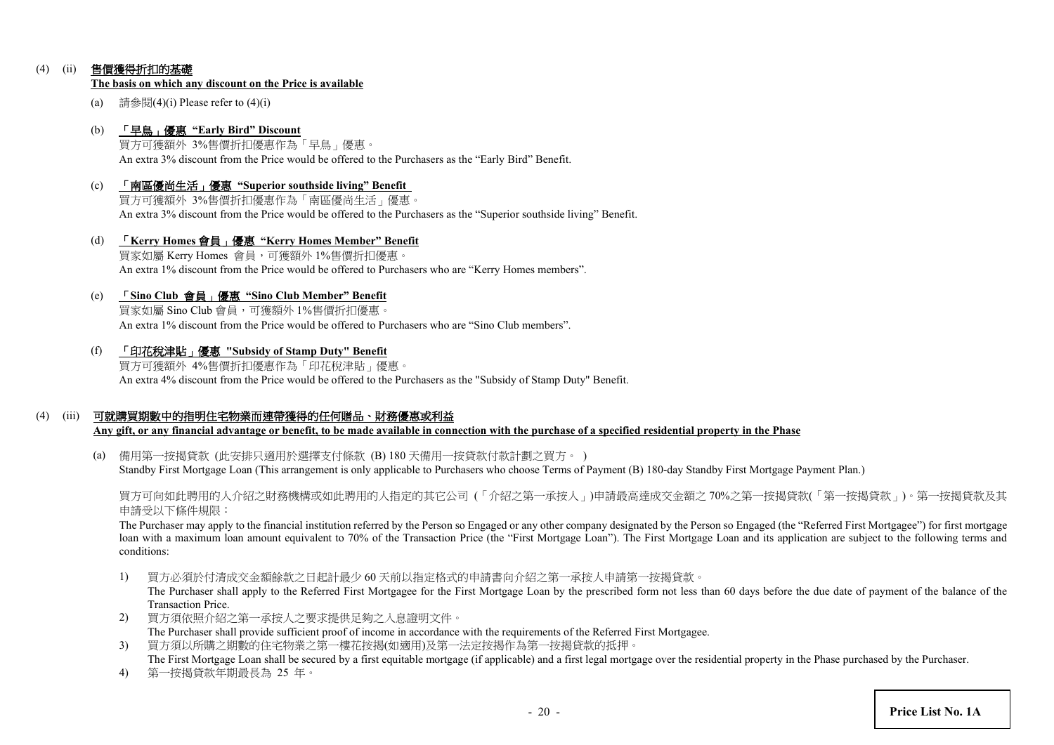(4) (ii) **售價獲得折扣的基礎**

**The basis on which any discount on the Price is available**

(a) 請參閱(4)(i) Please refer to (4)(i)

(b) **「早鳥」優惠 “Early Bird” Discount**

買方可獲額外 3%售價折扣優惠作為「早鳥」優惠。

An extra 3% discount from the Price would be offered to the Purchasers as the “Early Bird” Benefit.

(c) **「南區優尚生活」優惠 “Superior southside living” Benefit**

買方可獲額外 3%售價折扣優惠作為「南區優尚生活」優惠。

An extra 3% discount from the Price would be offered to the Purchasers as the “Superior southside living” Benefit.

(d) **「Kerry Homes 會員」優惠 “Kerry Homes Member” Benefit**

買家如屬 Kerry Homes 會員，可獲額外 1%售價折扣優惠。

An extra 1% discount from the Price would be offered to Purchasers who are “Kerry Homes members”.

(e) **「Sino Club 會員」優惠 “Sino Club Member” Benefit**

買家如屬 Sino Club 會員，可獲額外 1%售價折扣優惠。

An extra 1% discount from the Price would be offered to Purchasers who are “Sino Club members”.

(f) **「印花稅津貼」優惠 "Subsidy of Stamp Duty" Benefit**

買方可獲額外 4%售價折扣優惠作為「印花稅津貼」優惠。

An extra 4% discount from the Price would be offered to the Purchasers as the "Subsidy of Stamp Duty" Benefit.

(4) (iii) **可就購買期數中的指明住宅物業而連帶獲得的任何贈品、財務優惠或利益**

**Any gift, or any financial advantage or benefit, to be made available in connection with the purchase of a specified residential property in the Phase**

(a) 備用第一按揭貸款 (此安排只適用於選擇支付條款 (B) 180 天備用一按貸款付款計劃之買方。 )

Standby First Mortgage Loan (This arrangement is only applicable to Purchasers who choose Terms of Payment (B) 180-day Standby First Mortgage Payment Plan.)

買方可向如此聘用的人介紹之財務機構或如此聘用的人指定的其它公司 (「介紹之第一承按人」)申請最高達成交金額之 70%之第一按揭貸款(「第一按揭貸款」)。第一按揭貸款及其申請受以下條件規限：

The Purchaser may apply to the financial institution referred by the Person so Engaged or any other company designated by the Person so Engaged (the “Referred First Mortgagee”) for first mortgage loan with a maximum loan amount equivalent to 70% of the Transaction Price (the “First Mortgage Loan”). The First Mortgage Loan and its application are subject to the following terms and conditions:

1) 買方必須於付清成交金額餘款之日起計最少 60 天前以指定格式的申請書向介紹之第一承按人申請第一按揭貸款。

   The Purchaser shall apply to the Referred First Mortgagee for the First Mortgage Loan by the prescribed form not less than 60 days before the due date of payment of the balance of the Transaction Price.

2) 買方須依照介紹之第一承按人之要求提供足夠之入息證明文件。

   The Purchaser shall provide sufficient proof of income in accordance with the requirements of the Referred First Mortgagee.

3) 買方須以所購之期數的住宅物業之第一樓花按揭(如適用)及第一法定按揭作為第一按揭貸款的抵押。

   The First Mortgage Loan shall be secured by a first equitable mortgage (if applicable) and a first legal mortgage over the residential property in the Phase purchased by the Purchaser.

4) 第一按揭貸款年期最長為 25 年。

Price List No. 1A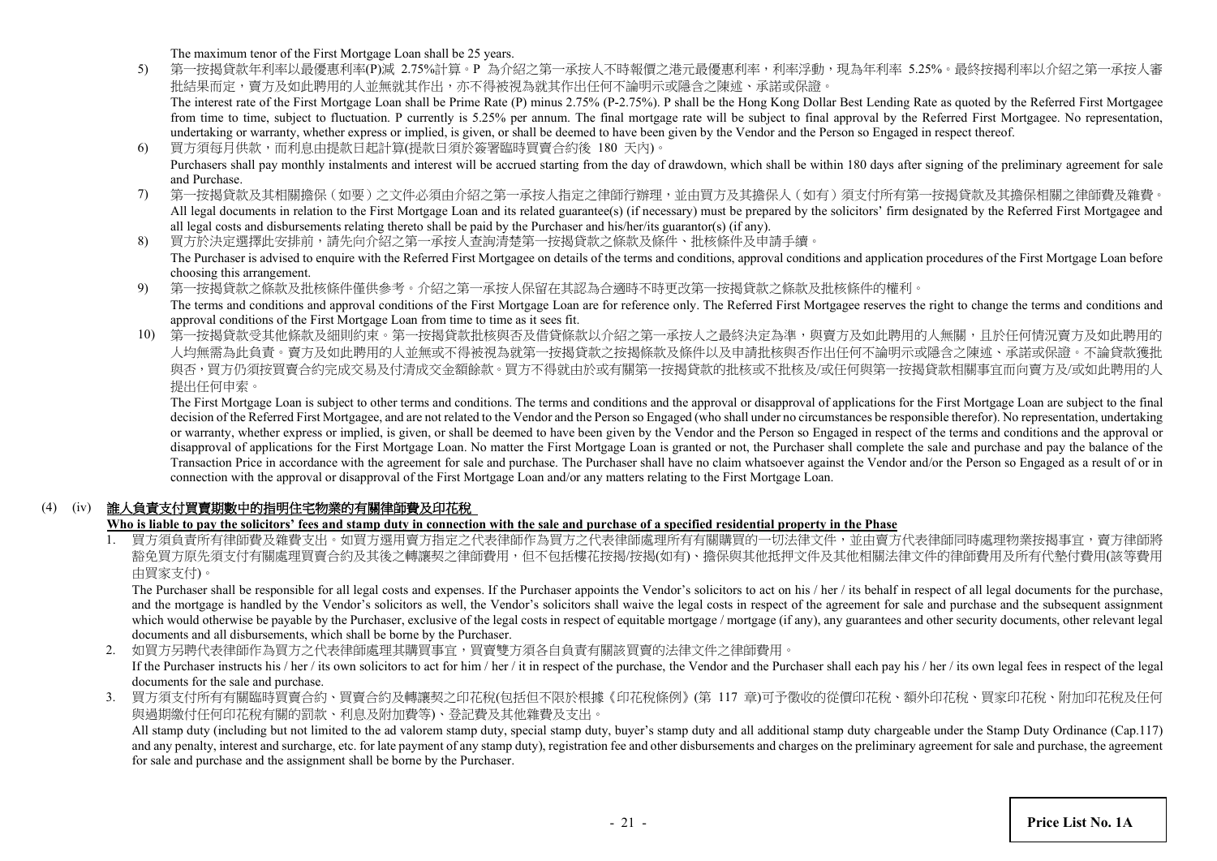The maximum tenor of the First Mortgage Loan shall be 25 years.

5) 第一按揭貸款年利率以最優惠利率(P)減 2.75%計算。P 為介紹之第一承按人不時報價之港元最優惠利率，利率浮動，現為年利率 5.25%。最終按揭利率以介紹之第一承按人審批結果而定，賣方及如此聘用的人並無就其作出，亦不得被視為就其作出任何不論明示或隱含之陳述、承諾或保證。
The interest rate of the First Mortgage Loan shall be Prime Rate (P) minus 2.75% (P-2.75%). P shall be the Hong Kong Dollar Best Lending Rate as quoted by the Referred First Mortgagee from time to time, subject to fluctuation. P currently is 5.25% per annum. The final mortgage rate will be subject to final approval by the Referred First Mortgagee. No representation, undertaking or warranty, whether express or implied, is given, or shall be deemed to have been given by the Vendor and the Person so Engaged in respect thereof.

6) 買方須每月供款，而利息由提款日起計算(提款日須於簽署臨時買賣合約後 180 天內)。
Purchasers shall pay monthly instalments and interest will be accrued starting from the day of drawdown, which shall be within 180 days after signing of the preliminary agreement for sale and Purchase.

7) 第一按揭貸款及其相關擔保（如要）之文件必須由介紹之第一承按人指定之律師行辦理，並由買方及其擔保人（如有）須支付所有第一按揭貸款及其擔保相關之律師費及雜費。
All legal documents in relation to the First Mortgage Loan and its related guarantee(s) (if necessary) must be prepared by the solicitors' firm designated by the Referred First Mortgagee and all legal costs and disbursements relating thereto shall be paid by the Purchaser and his/her/its guarantor(s) (if any).

8) 買方於決定選擇此安排前，請先向介紹之第一承按人查詢清楚第一按揭貸款之條款及條件、批核條件及申請手續。
The Purchaser is advised to enquire with the Referred First Mortgagee on details of the terms and conditions, approval conditions and application procedures of the First Mortgage Loan before choosing this arrangement.

9) 第一按揭貸款之條款及批核條件僅供參考。介紹之第一承按人保留在其認為合適時不時更改第一按揭貸款之條款及批核條件的權利。
The terms and conditions and approval conditions of the First Mortgage Loan are for reference only. The Referred First Mortgagee reserves the right to change the terms and conditions and approval conditions of the First Mortgage Loan from time to time as it sees fit.

10) 第一按揭貸款受其他條款及細則約束。第一按揭貸款批核與否及借貸條款以介紹之第一承按人之最終決定為準，與賣方及如此聘用的人無關，且於任何情況賣方及如此聘用的人均無需為此負責。賣方及如此聘用的人並無或不得被視為就第一按揭貸款之按揭條款及條件以及申請批核與否作出任何不論明示或隱含之陳述、承諾或保證。不論貸款獲批與否，買方仍須按買賣合約完成交易及付清成交金額餘款。買方不得就由於或有關第一按揭貸款的批核或不批核及/或任何與第一按揭貸款相關事宜而向賣方及/或如此聘用的人提出任何申索。
The First Mortgage Loan is subject to other terms and conditions. The terms and conditions and the approval or disapproval of applications for the First Mortgage Loan are subject to the final decision of the Referred First Mortgagee, and are not related to the Vendor and the Person so Engaged (who shall under no circumstances be responsible therefor). No representation, undertaking or warranty, whether express or implied, is given, or shall be deemed to have been given by the Vendor and the Person so Engaged in respect of the terms and conditions and the approval or disapproval of applications for the First Mortgage Loan. No matter the First Mortgage Loan is granted or not, the Purchaser shall complete the sale and purchase and pay the balance of the Transaction Price in accordance with the agreement for sale and purchase. The Purchaser shall have no claim whatsoever against the Vendor and/or the Person so Engaged as a result of or in connection with the approval or disapproval of the First Mortgage Loan and/or any matters relating to the First Mortgage Loan.

## (4) (iv) 誰人負責支付買賣期數中的指明住宅物業的有關律師費及印花稅

**Who is liable to pay the solicitors' fees and stamp duty in connection with the sale and purchase of a specified residential property in the Phase**

1. 買方須負責所有律師費及雜費支出。如買方選用賣方指定之代表律師作為買方之代表律師處理所有有關購買的一切法律文件，並由賣方代表律師同時處理物業按揭事宜，賣方律師將豁免買方原先須支付有關處理買賣合約及其後之轉讓契之律師費用，但不包括樓花按揭/按揭(如有)、擔保與其他抵押文件及其他相關法律文件的律師費用及所有代墊付費用(該等費用由買家支付)。
The Purchaser shall be responsible for all legal costs and expenses. If the Purchaser appoints the Vendor's solicitors to act on his / her / its behalf in respect of all legal documents for the purchase, and the mortgage is handled by the Vendor's solicitors as well, the Vendor's solicitors shall waive the legal costs in respect of the agreement for sale and purchase and the subsequent assignment which would otherwise be payable by the Purchaser, exclusive of the legal costs in respect of equitable mortgage / mortgage (if any), any guarantees and other security documents, other relevant legal documents and all disbursements, which shall be borne by the Purchaser.

2. 如買方另聘代表律師作為買方之代表律師處理其購買事宜，買賣雙方須各自負責有關該買賣的法律文件之律師費用。
If the Purchaser instructs his / her / its own solicitors to act for him / her / it in respect of the purchase, the Vendor and the Purchaser shall each pay his / her / its own legal fees in respect of the legal documents for the sale and purchase.

3. 買方須支付所有有關臨時買賣合約、買賣合約及轉讓契之印花稅(包括但不限於根據《印花稅條例》(第 117 章)可予徵收的從價印花稅、額外印花稅、買家印花稅、附加印花稅及任何與過期繳付任何印花稅有關的罰款、利息及附加費等)、登記費及其他雜費及支出。
All stamp duty (including but not limited to the ad valorem stamp duty, special stamp duty, buyer's stamp duty and all additional stamp duty chargeable under the Stamp Duty Ordinance (Cap.117) and any penalty, interest and surcharge, etc. for late payment of any stamp duty), registration fee and other disbursements and charges on the preliminary agreement for sale and purchase, the agreement for sale and purchase and the assignment shall be borne by the Purchaser.

**Price List No. 1A**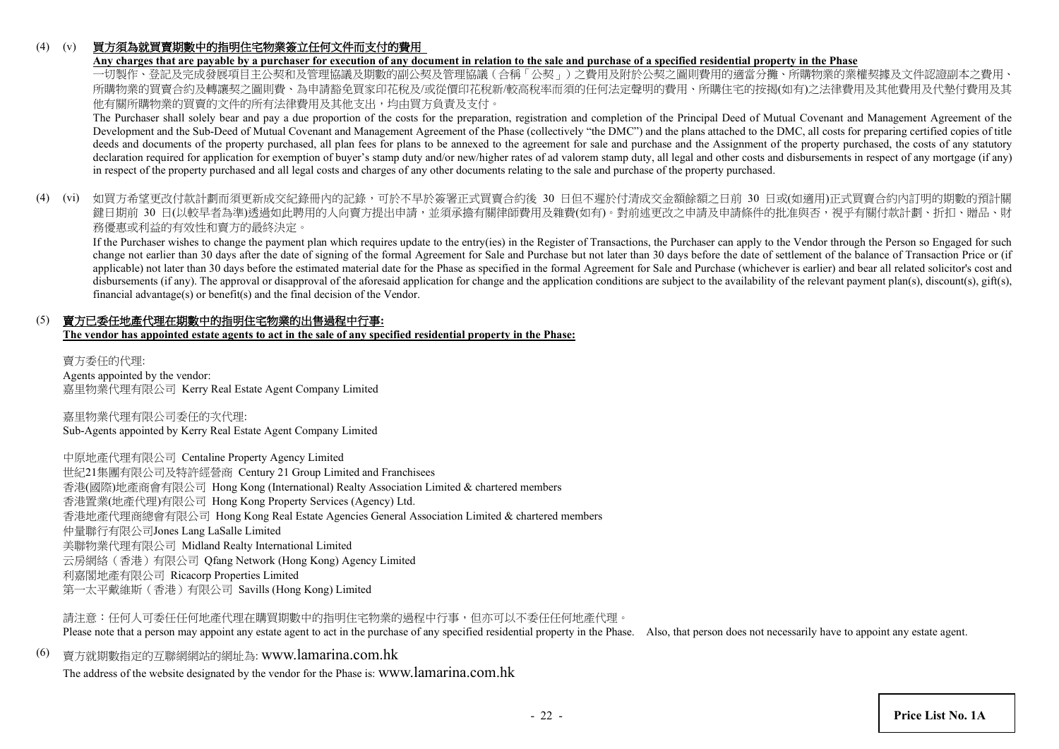(4) (v) **買方須為就買賣期數中的指明住宅物業簽立任何文件而支付的費用**

**Any charges that are payable by a purchaser for execution of any document in relation to the sale and purchase of a specified residential property in the Phase**

一切製作、登記及完成發展項目主公契和及管理協議及期數的副公契及管理協議（合稱「公契」）之費用及附於公契之圖則費用的適當分攤、所購物業的業權契據及文件認證副本之費用、所購物業的買賣合約及轉讓契之圖則費、為申請豁免買家印花稅及/或從價印花稅新/較高稅率而須的任何法定聲明的費用、所購住宅的按揭(如有)之法律費用及其他費用及代墊付費用及其他有關所購物業的買賣的文件的所有法律費用及其他支出，均由買方負責及支付。

The Purchaser shall solely bear and pay a due proportion of the costs for the preparation, registration and completion of the Principal Deed of Mutual Covenant and Management Agreement of the Development and the Sub-Deed of Mutual Covenant and Management Agreement of the Phase (collectively "the DMC") and the plans attached to the DMC, all costs for preparing certified copies of title deeds and documents of the property purchased, all plan fees for plans to be annexed to the agreement for sale and purchase and the Assignment of the property purchased, the costs of any statutory declaration required for application for exemption of buyer's stamp duty and/or new/higher rates of ad valorem stamp duty, all legal and other costs and disbursements in respect of any mortgage (if any) in respect of the property purchased and all legal costs and charges of any other documents relating to the sale and purchase of the property purchased.

(4) (vi) 如買方希望更改付款計劃而須更新成交紀錄冊內的記錄，可於不早於簽署正式買賣合約後 30 日但不遲於付清成交金額餘額之日前 30 日或(如適用)正式買賣合約內訂明的期數的預計關鍵日期前 30 日(以較早者為準)透過如此聘用的人向賣方提出申請，並須承擔有關律師費用及雜費(如有)。對前述更改之申請及申請條件的批准與否，視乎有關付款計劃、折扣、贈品、財務優惠或利益的有效性和賣方的最終決定。

If the Purchaser wishes to change the payment plan which requires update to the entry(ies) in the Register of Transactions, the Purchaser can apply to the Vendor through the Person so Engaged for such change not earlier than 30 days after the date of signing of the formal Agreement for Sale and Purchase but not later than 30 days before the date of settlement of the balance of Transaction Price or (if applicable) not later than 30 days before the estimated material date for the Phase as specified in the formal Agreement for Sale and Purchase (whichever is earlier) and bear all related solicitor's cost and disbursements (if any). The approval or disapproval of the aforesaid application for change and the application conditions are subject to the availability of the relevant payment plan(s), discount(s), gift(s), financial advantage(s) or benefit(s) and the final decision of the Vendor.

(5) **賣方已委任地產代理在期數中的指明住宅物業的出售過程中行事:**

**The vendor has appointed estate agents to act in the sale of any specified residential property in the Phase:**

賣方委任的代理:
Agents appointed by the vendor:
嘉里物業代理有限公司 Kerry Real Estate Agent Company Limited

嘉里物業代理有限公司委任的次代理:
Sub-Agents appointed by Kerry Real Estate Agent Company Limited

中原地產代理有限公司 Centaline Property Agency Limited
世紀21集團有限公司及特許經營商 Century 21 Group Limited and Franchisees
香港(國際)地產商會有限公司 Hong Kong (International) Realty Association Limited & chartered members
香港置業(地產代理)有限公司 Hong Kong Property Services (Agency) Ltd.
香港地產代理商總會有限公司 Hong Kong Real Estate Agencies General Association Limited & chartered members
仲量聯行有限公司Jones Lang LaSalle Limited
美聯物業代理有限公司 Midland Realty International Limited
云房網絡（香港）有限公司 Qfang Network (Hong Kong) Agency Limited
利嘉閣地產有限公司 Ricacorp Properties Limited
第一太平戴維斯（香港）有限公司 Savills (Hong Kong) Limited

請注意：任何人可委任任何地產代理在購買期數中的指明住宅物業的過程中行事，但亦可以不委任任何地產代理。
Please note that a person may appoint any estate agent to act in the purchase of any specified residential property in the Phase. Also, that person does not necessarily have to appoint any estate agent.

(6) 賣方就期數指定的互聯網網站的網址為: www.lamarina.com.hk
The address of the website designated by the vendor for the Phase is: www.lamarina.com.hk

Price List No. 1A